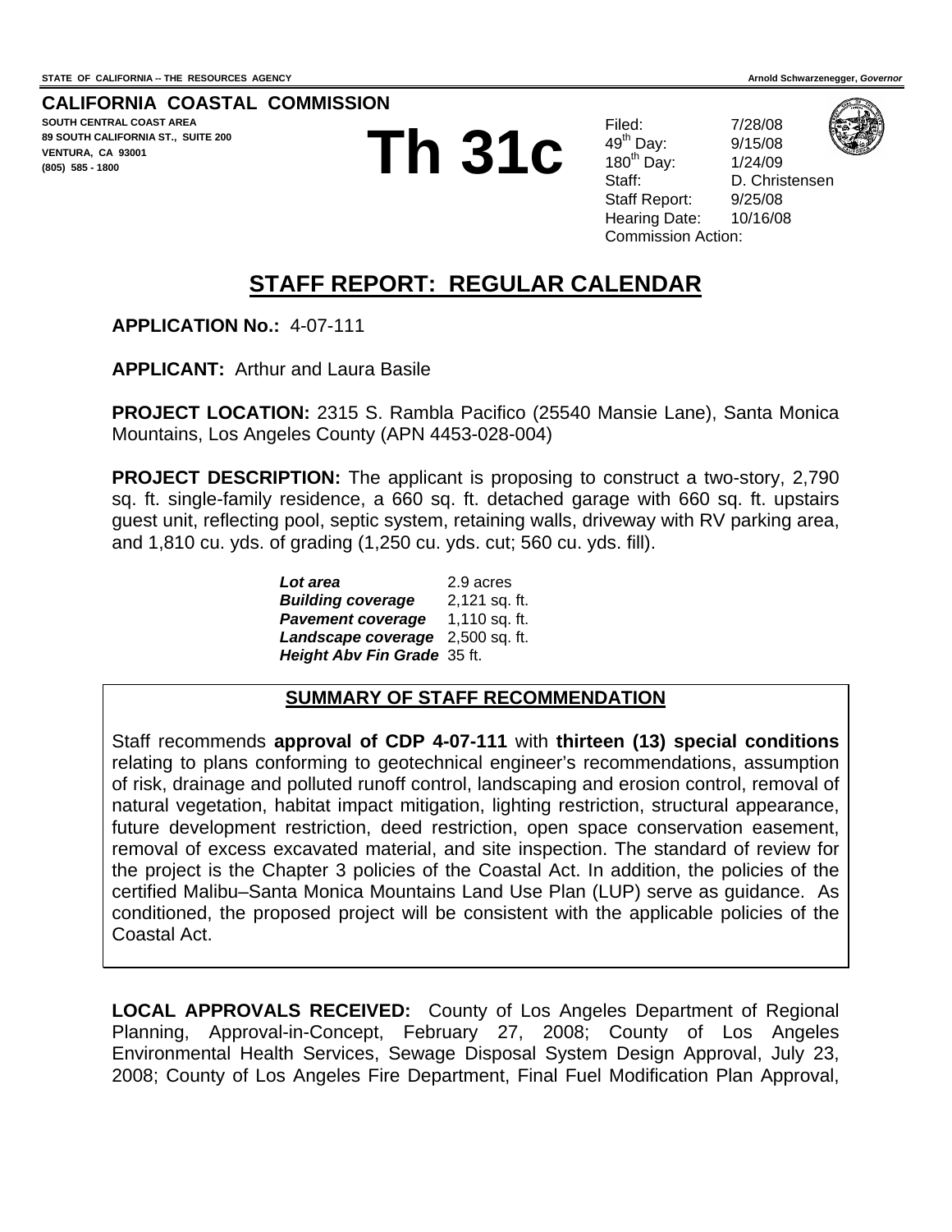STATE OF CALIFORNIA -- THE RESOURCES AGENCY

Arnold Schwarzenegger, *Governor*

**CALIFORNIA COASTAL COMMISSION**

**SOUTH CENTRAL COAST AREA**
**89 SOUTH CALIFORNIA ST., SUITE 200**
**VENTURA, CA 93001**
**(805) 585 - 1800**

# Th 31c

| | |
|---|---|
| Filed: | 7/28/08 |
| 49th Day: | 9/15/08 |
| 180th Day: | 1/24/09 |
| Staff: | D. Christensen |
| Staff Report: | 9/25/08 |
| Hearing Date: | 10/16/08 |
| Commission Action: | |

## STAFF REPORT: REGULAR CALENDAR

**APPLICATION No.:** 4-07-111

**APPLICANT:** Arthur and Laura Basile

**PROJECT LOCATION:** 2315 S. Rambla Pacifico (25540 Mansie Lane), Santa Monica Mountains, Los Angeles County (APN 4453-028-004)

**PROJECT DESCRIPTION:** The applicant is proposing to construct a two-story, 2,790 sq. ft. single-family residence, a 660 sq. ft. detached garage with 660 sq. ft. upstairs guest unit, reflecting pool, septic system, retaining walls, driveway with RV parking area, and 1,810 cu. yds. of grading (1,250 cu. yds. cut; 560 cu. yds. fill).

| | |
|---|---|
| ***Lot area*** | 2.9 acres |
| ***Building coverage*** | 2,121 sq. ft. |
| ***Pavement coverage*** | 1,110 sq. ft. |
| ***Landscape coverage*** | 2,500 sq. ft. |
| ***Height Abv Fin Grade*** | 35 ft. |

### SUMMARY OF STAFF RECOMMENDATION

Staff recommends **approval of CDP 4-07-111** with **thirteen (13) special conditions** relating to plans conforming to geotechnical engineer's recommendations, assumption of risk, drainage and polluted runoff control, landscaping and erosion control, removal of natural vegetation, habitat impact mitigation, lighting restriction, structural appearance, future development restriction, deed restriction, open space conservation easement, removal of excess excavated material, and site inspection. The standard of review for the project is the Chapter 3 policies of the Coastal Act. In addition, the policies of the certified Malibu–Santa Monica Mountains Land Use Plan (LUP) serve as guidance. As conditioned, the proposed project will be consistent with the applicable policies of the Coastal Act.

**LOCAL APPROVALS RECEIVED:** County of Los Angeles Department of Regional Planning, Approval-in-Concept, February 27, 2008; County of Los Angeles Environmental Health Services, Sewage Disposal System Design Approval, July 23, 2008; County of Los Angeles Fire Department, Final Fuel Modification Plan Approval,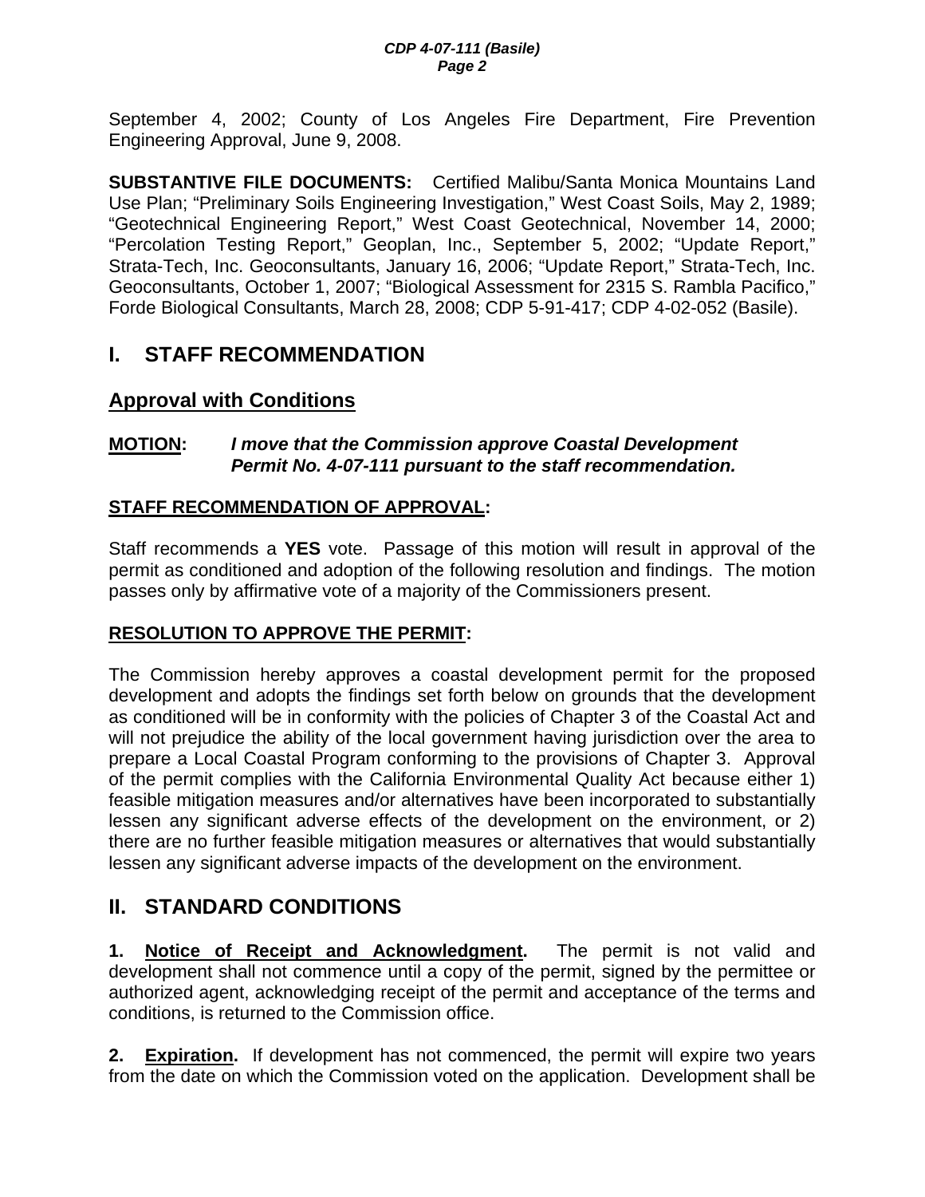September 4, 2002; County of Los Angeles Fire Department, Fire Prevention Engineering Approval, June 9, 2008.

**SUBSTANTIVE FILE DOCUMENTS:** Certified Malibu/Santa Monica Mountains Land Use Plan; "Preliminary Soils Engineering Investigation," West Coast Soils, May 2, 1989; "Geotechnical Engineering Report," West Coast Geotechnical, November 14, 2000; "Percolation Testing Report," Geoplan, Inc., September 5, 2002; "Update Report," Strata-Tech, Inc. Geoconsultants, January 16, 2006; "Update Report," Strata-Tech, Inc. Geoconsultants, October 1, 2007; "Biological Assessment for 2315 S. Rambla Pacifico," Forde Biological Consultants, March 28, 2008; CDP 5-91-417; CDP 4-02-052 (Basile).

## I. STAFF RECOMMENDATION

### Approval with Conditions

**MOTION:** ***I move that the Commission approve Coastal Development Permit No. 4-07-111 pursuant to the staff recommendation.***

**STAFF RECOMMENDATION OF APPROVAL:**

Staff recommends a **YES** vote. Passage of this motion will result in approval of the permit as conditioned and adoption of the following resolution and findings. The motion passes only by affirmative vote of a majority of the Commissioners present.

**RESOLUTION TO APPROVE THE PERMIT:**

The Commission hereby approves a coastal development permit for the proposed development and adopts the findings set forth below on grounds that the development as conditioned will be in conformity with the policies of Chapter 3 of the Coastal Act and will not prejudice the ability of the local government having jurisdiction over the area to prepare a Local Coastal Program conforming to the provisions of Chapter 3. Approval of the permit complies with the California Environmental Quality Act because either 1) feasible mitigation measures and/or alternatives have been incorporated to substantially lessen any significant adverse effects of the development on the environment, or 2) there are no further feasible mitigation measures or alternatives that would substantially lessen any significant adverse impacts of the development on the environment.

## II. STANDARD CONDITIONS

**1. Notice of Receipt and Acknowledgment.** The permit is not valid and development shall not commence until a copy of the permit, signed by the permittee or authorized agent, acknowledging receipt of the permit and acceptance of the terms and conditions, is returned to the Commission office.

**2. Expiration.** If development has not commenced, the permit will expire two years from the date on which the Commission voted on the application. Development shall be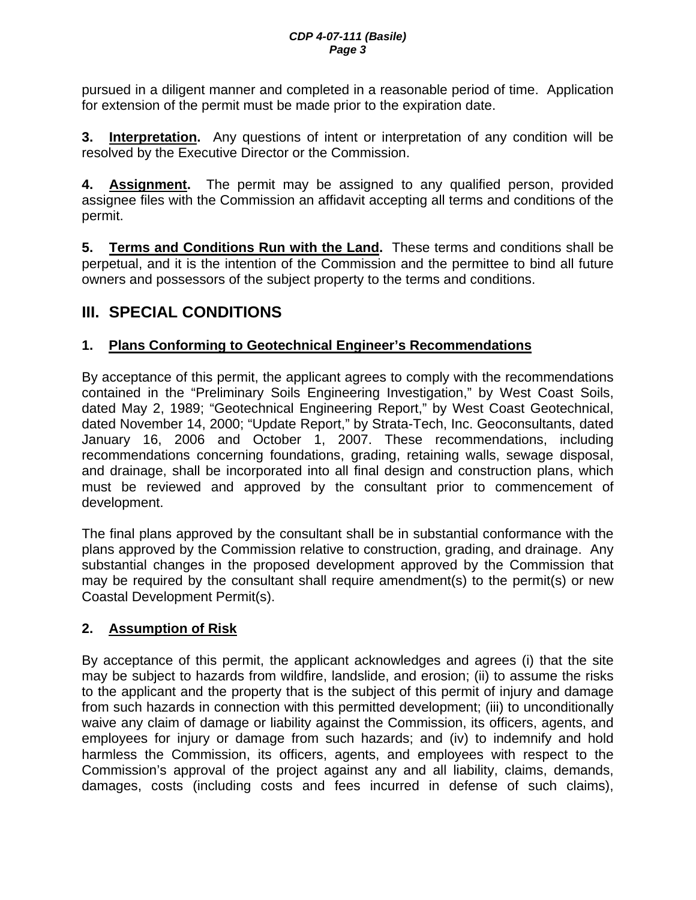pursued in a diligent manner and completed in a reasonable period of time. Application for extension of the permit must be made prior to the expiration date.

**3. Interpretation.** Any questions of intent or interpretation of any condition will be resolved by the Executive Director or the Commission.

**4. Assignment.** The permit may be assigned to any qualified person, provided assignee files with the Commission an affidavit accepting all terms and conditions of the permit.

**5. Terms and Conditions Run with the Land.** These terms and conditions shall be perpetual, and it is the intention of the Commission and the permittee to bind all future owners and possessors of the subject property to the terms and conditions.

## III. SPECIAL CONDITIONS

### 1. Plans Conforming to Geotechnical Engineer's Recommendations

By acceptance of this permit, the applicant agrees to comply with the recommendations contained in the "Preliminary Soils Engineering Investigation," by West Coast Soils, dated May 2, 1989; "Geotechnical Engineering Report," by West Coast Geotechnical, dated November 14, 2000; "Update Report," by Strata-Tech, Inc. Geoconsultants, dated January 16, 2006 and October 1, 2007. These recommendations, including recommendations concerning foundations, grading, retaining walls, sewage disposal, and drainage, shall be incorporated into all final design and construction plans, which must be reviewed and approved by the consultant prior to commencement of development.

The final plans approved by the consultant shall be in substantial conformance with the plans approved by the Commission relative to construction, grading, and drainage. Any substantial changes in the proposed development approved by the Commission that may be required by the consultant shall require amendment(s) to the permit(s) or new Coastal Development Permit(s).

### 2. Assumption of Risk

By acceptance of this permit, the applicant acknowledges and agrees (i) that the site may be subject to hazards from wildfire, landslide, and erosion; (ii) to assume the risks to the applicant and the property that is the subject of this permit of injury and damage from such hazards in connection with this permitted development; (iii) to unconditionally waive any claim of damage or liability against the Commission, its officers, agents, and employees for injury or damage from such hazards; and (iv) to indemnify and hold harmless the Commission, its officers, agents, and employees with respect to the Commission's approval of the project against any and all liability, claims, demands, damages, costs (including costs and fees incurred in defense of such claims),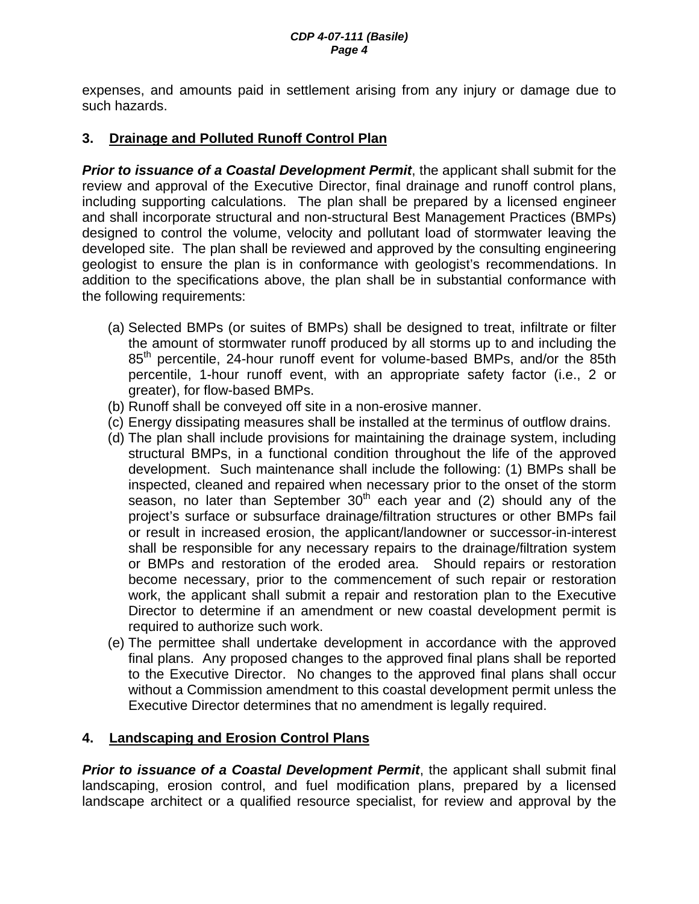expenses, and amounts paid in settlement arising from any injury or damage due to such hazards.

### 3. Drainage and Polluted Runoff Control Plan

***Prior to issuance of a Coastal Development Permit***, the applicant shall submit for the review and approval of the Executive Director, final drainage and runoff control plans, including supporting calculations. The plan shall be prepared by a licensed engineer and shall incorporate structural and non-structural Best Management Practices (BMPs) designed to control the volume, velocity and pollutant load of stormwater leaving the developed site. The plan shall be reviewed and approved by the consulting engineering geologist to ensure the plan is in conformance with geologist's recommendations. In addition to the specifications above, the plan shall be in substantial conformance with the following requirements:

(a) Selected BMPs (or suites of BMPs) shall be designed to treat, infiltrate or filter the amount of stormwater runoff produced by all storms up to and including the $85^{th}$ percentile, 24-hour runoff event for volume-based BMPs, and/or the 85th percentile, 1-hour runoff event, with an appropriate safety factor (i.e., 2 or greater), for flow-based BMPs.

(b) Runoff shall be conveyed off site in a non-erosive manner.

(c) Energy dissipating measures shall be installed at the terminus of outflow drains.

(d) The plan shall include provisions for maintaining the drainage system, including structural BMPs, in a functional condition throughout the life of the approved development. Such maintenance shall include the following: (1) BMPs shall be inspected, cleaned and repaired when necessary prior to the onset of the storm season, no later than September $30^{th}$ each year and (2) should any of the project's surface or subsurface drainage/filtration structures or other BMPs fail or result in increased erosion, the applicant/landowner or successor-in-interest shall be responsible for any necessary repairs to the drainage/filtration system or BMPs and restoration of the eroded area. Should repairs or restoration become necessary, prior to the commencement of such repair or restoration work, the applicant shall submit a repair and restoration plan to the Executive Director to determine if an amendment or new coastal development permit is required to authorize such work.

(e) The permittee shall undertake development in accordance with the approved final plans. Any proposed changes to the approved final plans shall be reported to the Executive Director. No changes to the approved final plans shall occur without a Commission amendment to this coastal development permit unless the Executive Director determines that no amendment is legally required.

### 4. Landscaping and Erosion Control Plans

***Prior to issuance of a Coastal Development Permit***, the applicant shall submit final landscaping, erosion control, and fuel modification plans, prepared by a licensed landscape architect or a qualified resource specialist, for review and approval by the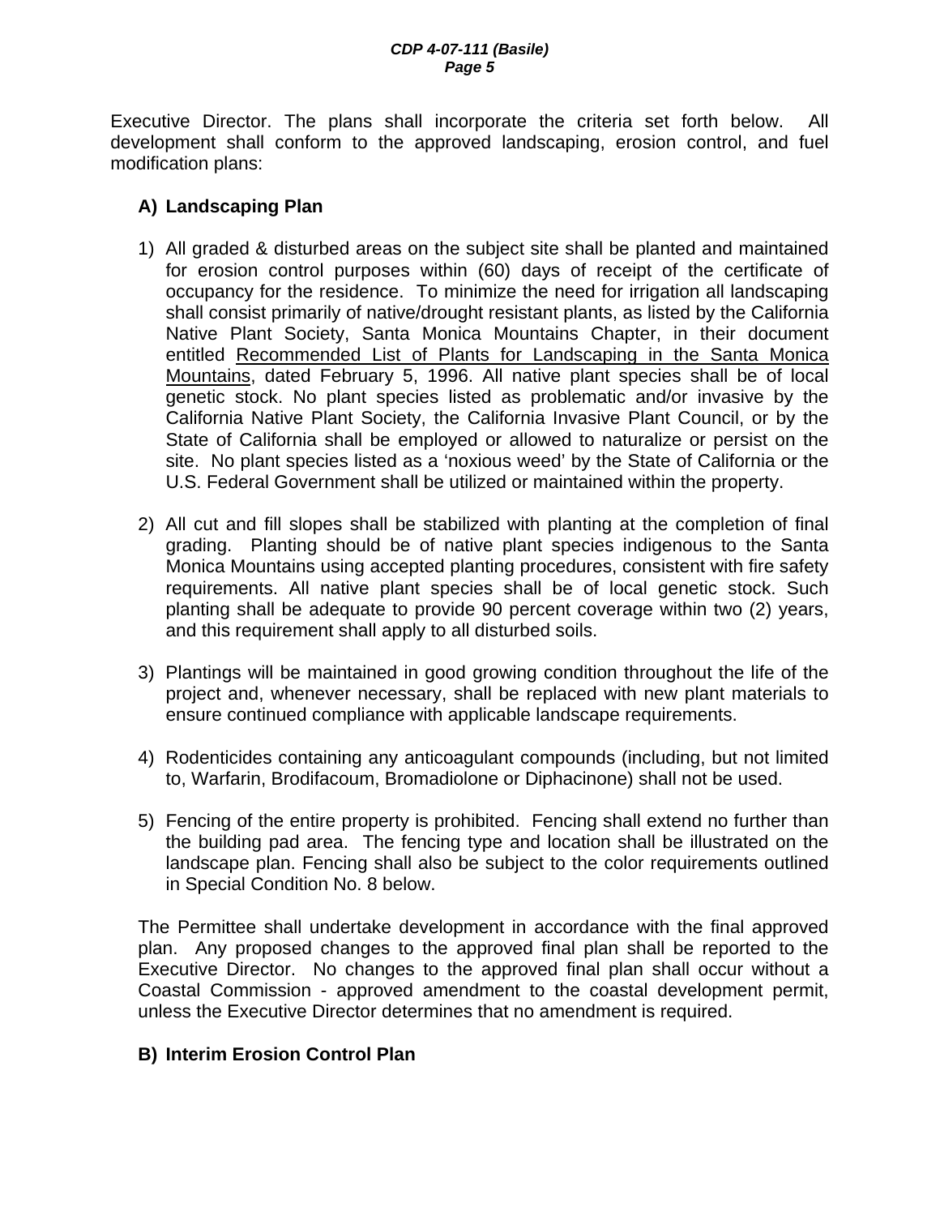Executive Director. The plans shall incorporate the criteria set forth below. All development shall conform to the approved landscaping, erosion control, and fuel modification plans:

**A) Landscaping Plan**

1) All graded & disturbed areas on the subject site shall be planted and maintained for erosion control purposes within (60) days of receipt of the certificate of occupancy for the residence. To minimize the need for irrigation all landscaping shall consist primarily of native/drought resistant plants, as listed by the California Native Plant Society, Santa Monica Mountains Chapter, in their document entitled <u>Recommended List of Plants for Landscaping in the Santa Monica Mountains</u>, dated February 5, 1996. All native plant species shall be of local genetic stock. No plant species listed as problematic and/or invasive by the California Native Plant Society, the California Invasive Plant Council, or by the State of California shall be employed or allowed to naturalize or persist on the site. No plant species listed as a 'noxious weed' by the State of California or the U.S. Federal Government shall be utilized or maintained within the property.

2) All cut and fill slopes shall be stabilized with planting at the completion of final grading. Planting should be of native plant species indigenous to the Santa Monica Mountains using accepted planting procedures, consistent with fire safety requirements. All native plant species shall be of local genetic stock. Such planting shall be adequate to provide 90 percent coverage within two (2) years, and this requirement shall apply to all disturbed soils.

3) Plantings will be maintained in good growing condition throughout the life of the project and, whenever necessary, shall be replaced with new plant materials to ensure continued compliance with applicable landscape requirements.

4) Rodenticides containing any anticoagulant compounds (including, but not limited to, Warfarin, Brodifacoum, Bromadiolone or Diphacinone) shall not be used.

5) Fencing of the entire property is prohibited. Fencing shall extend no further than the building pad area. The fencing type and location shall be illustrated on the landscape plan. Fencing shall also be subject to the color requirements outlined in Special Condition No. 8 below.

The Permittee shall undertake development in accordance with the final approved plan. Any proposed changes to the approved final plan shall be reported to the Executive Director. No changes to the approved final plan shall occur without a Coastal Commission - approved amendment to the coastal development permit, unless the Executive Director determines that no amendment is required.

**B) Interim Erosion Control Plan**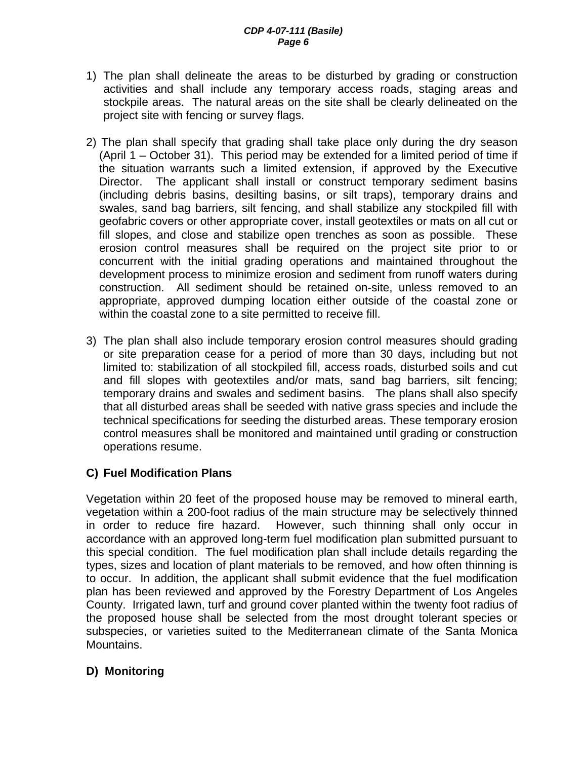1) The plan shall delineate the areas to be disturbed by grading or construction activities and shall include any temporary access roads, staging areas and stockpile areas. The natural areas on the site shall be clearly delineated on the project site with fencing or survey flags.

2) The plan shall specify that grading shall take place only during the dry season (April 1 – October 31). This period may be extended for a limited period of time if the situation warrants such a limited extension, if approved by the Executive Director. The applicant shall install or construct temporary sediment basins (including debris basins, desilting basins, or silt traps), temporary drains and swales, sand bag barriers, silt fencing, and shall stabilize any stockpiled fill with geofabric covers or other appropriate cover, install geotextiles or mats on all cut or fill slopes, and close and stabilize open trenches as soon as possible. These erosion control measures shall be required on the project site prior to or concurrent with the initial grading operations and maintained throughout the development process to minimize erosion and sediment from runoff waters during construction. All sediment should be retained on-site, unless removed to an appropriate, approved dumping location either outside of the coastal zone or within the coastal zone to a site permitted to receive fill.

3) The plan shall also include temporary erosion control measures should grading or site preparation cease for a period of more than 30 days, including but not limited to: stabilization of all stockpiled fill, access roads, disturbed soils and cut and fill slopes with geotextiles and/or mats, sand bag barriers, silt fencing; temporary drains and swales and sediment basins. The plans shall also specify that all disturbed areas shall be seeded with native grass species and include the technical specifications for seeding the disturbed areas. These temporary erosion control measures shall be monitored and maintained until grading or construction operations resume.

**C) Fuel Modification Plans**

Vegetation within 20 feet of the proposed house may be removed to mineral earth, vegetation within a 200-foot radius of the main structure may be selectively thinned in order to reduce fire hazard. However, such thinning shall only occur in accordance with an approved long-term fuel modification plan submitted pursuant to this special condition. The fuel modification plan shall include details regarding the types, sizes and location of plant materials to be removed, and how often thinning is to occur. In addition, the applicant shall submit evidence that the fuel modification plan has been reviewed and approved by the Forestry Department of Los Angeles County. Irrigated lawn, turf and ground cover planted within the twenty foot radius of the proposed house shall be selected from the most drought tolerant species or subspecies, or varieties suited to the Mediterranean climate of the Santa Monica Mountains.

**D) Monitoring**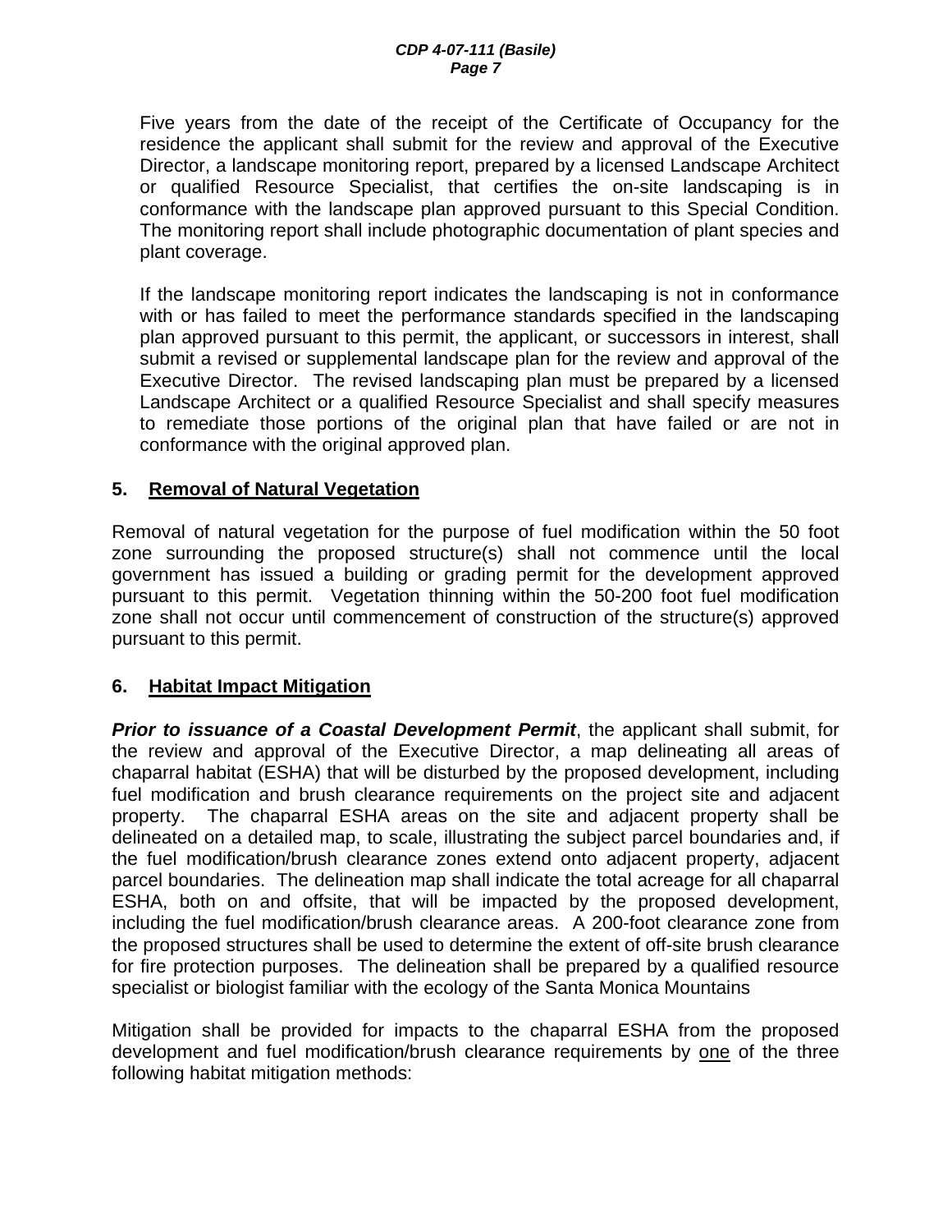Five years from the date of the receipt of the Certificate of Occupancy for the residence the applicant shall submit for the review and approval of the Executive Director, a landscape monitoring report, prepared by a licensed Landscape Architect or qualified Resource Specialist, that certifies the on-site landscaping is in conformance with the landscape plan approved pursuant to this Special Condition. The monitoring report shall include photographic documentation of plant species and plant coverage.

If the landscape monitoring report indicates the landscaping is not in conformance with or has failed to meet the performance standards specified in the landscaping plan approved pursuant to this permit, the applicant, or successors in interest, shall submit a revised or supplemental landscape plan for the review and approval of the Executive Director. The revised landscaping plan must be prepared by a licensed Landscape Architect or a qualified Resource Specialist and shall specify measures to remediate those portions of the original plan that have failed or are not in conformance with the original approved plan.

### 5. <u>Removal of Natural Vegetation</u>

Removal of natural vegetation for the purpose of fuel modification within the 50 foot zone surrounding the proposed structure(s) shall not commence until the local government has issued a building or grading permit for the development approved pursuant to this permit. Vegetation thinning within the 50-200 foot fuel modification zone shall not occur until commencement of construction of the structure(s) approved pursuant to this permit.

### 6. <u>Habitat Impact Mitigation</u>

***Prior to issuance of a Coastal Development Permit***, the applicant shall submit, for the review and approval of the Executive Director, a map delineating all areas of chaparral habitat (ESHA) that will be disturbed by the proposed development, including fuel modification and brush clearance requirements on the project site and adjacent property. The chaparral ESHA areas on the site and adjacent property shall be delineated on a detailed map, to scale, illustrating the subject parcel boundaries and, if the fuel modification/brush clearance zones extend onto adjacent property, adjacent parcel boundaries. The delineation map shall indicate the total acreage for all chaparral ESHA, both on and offsite, that will be impacted by the proposed development, including the fuel modification/brush clearance areas. A 200-foot clearance zone from the proposed structures shall be used to determine the extent of off-site brush clearance for fire protection purposes. The delineation shall be prepared by a qualified resource specialist or biologist familiar with the ecology of the Santa Monica Mountains

Mitigation shall be provided for impacts to the chaparral ESHA from the proposed development and fuel modification/brush clearance requirements by <u>one</u> of the three following habitat mitigation methods: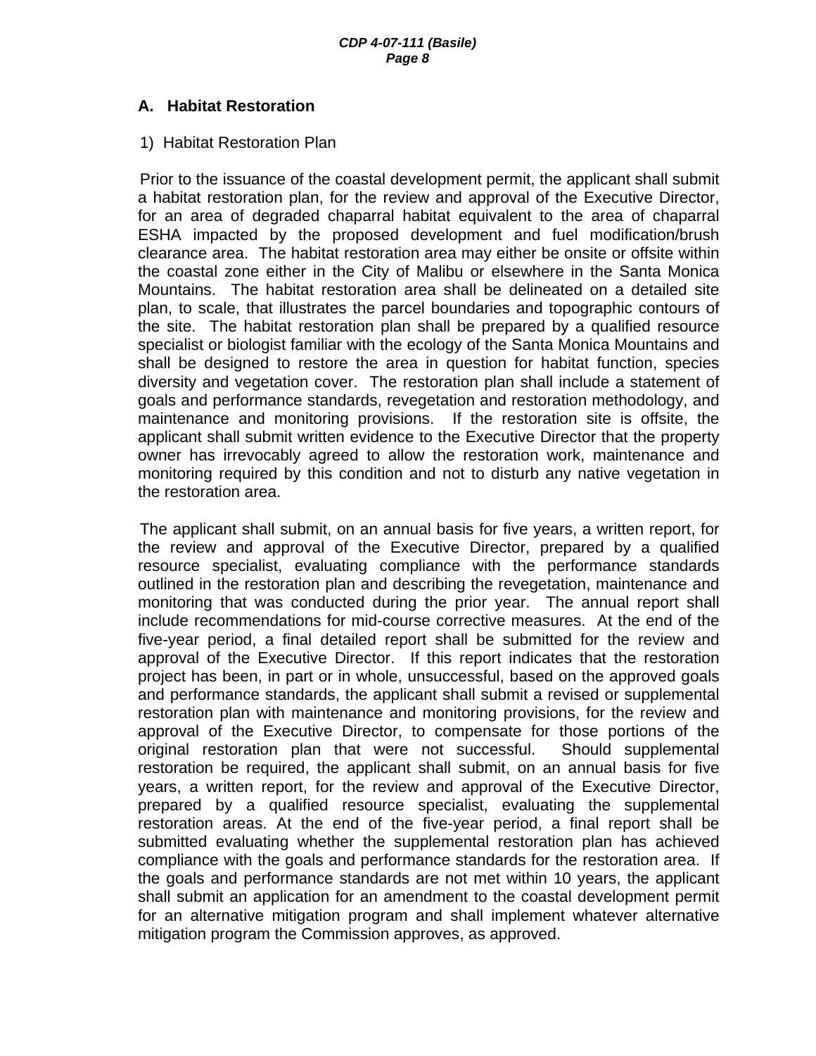## A. Habitat Restoration

1) Habitat Restoration Plan

Prior to the issuance of the coastal development permit, the applicant shall submit a habitat restoration plan, for the review and approval of the Executive Director, for an area of degraded chaparral habitat equivalent to the area of chaparral ESHA impacted by the proposed development and fuel modification/brush clearance area. The habitat restoration area may either be onsite or offsite within the coastal zone either in the City of Malibu or elsewhere in the Santa Monica Mountains. The habitat restoration area shall be delineated on a detailed site plan, to scale, that illustrates the parcel boundaries and topographic contours of the site. The habitat restoration plan shall be prepared by a qualified resource specialist or biologist familiar with the ecology of the Santa Monica Mountains and shall be designed to restore the area in question for habitat function, species diversity and vegetation cover. The restoration plan shall include a statement of goals and performance standards, revegetation and restoration methodology, and maintenance and monitoring provisions. If the restoration site is offsite, the applicant shall submit written evidence to the Executive Director that the property owner has irrevocably agreed to allow the restoration work, maintenance and monitoring required by this condition and not to disturb any native vegetation in the restoration area.

The applicant shall submit, on an annual basis for five years, a written report, for the review and approval of the Executive Director, prepared by a qualified resource specialist, evaluating compliance with the performance standards outlined in the restoration plan and describing the revegetation, maintenance and monitoring that was conducted during the prior year. The annual report shall include recommendations for mid-course corrective measures. At the end of the five-year period, a final detailed report shall be submitted for the review and approval of the Executive Director. If this report indicates that the restoration project has been, in part or in whole, unsuccessful, based on the approved goals and performance standards, the applicant shall submit a revised or supplemental restoration plan with maintenance and monitoring provisions, for the review and approval of the Executive Director, to compensate for those portions of the original restoration plan that were not successful. Should supplemental restoration be required, the applicant shall submit, on an annual basis for five years, a written report, for the review and approval of the Executive Director, prepared by a qualified resource specialist, evaluating the supplemental restoration areas. At the end of the five-year period, a final report shall be submitted evaluating whether the supplemental restoration plan has achieved compliance with the goals and performance standards for the restoration area. If the goals and performance standards are not met within 10 years, the applicant shall submit an application for an amendment to the coastal development permit for an alternative mitigation program and shall implement whatever alternative mitigation program the Commission approves, as approved.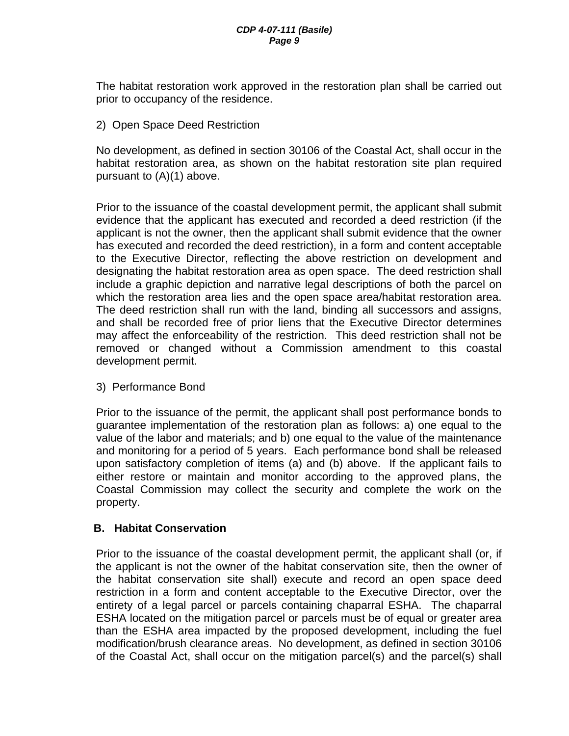The habitat restoration work approved in the restoration plan shall be carried out prior to occupancy of the residence.

2) Open Space Deed Restriction

No development, as defined in section 30106 of the Coastal Act, shall occur in the habitat restoration area, as shown on the habitat restoration site plan required pursuant to (A)(1) above.

Prior to the issuance of the coastal development permit, the applicant shall submit evidence that the applicant has executed and recorded a deed restriction (if the applicant is not the owner, then the applicant shall submit evidence that the owner has executed and recorded the deed restriction), in a form and content acceptable to the Executive Director, reflecting the above restriction on development and designating the habitat restoration area as open space. The deed restriction shall include a graphic depiction and narrative legal descriptions of both the parcel on which the restoration area lies and the open space area/habitat restoration area. The deed restriction shall run with the land, binding all successors and assigns, and shall be recorded free of prior liens that the Executive Director determines may affect the enforceability of the restriction. This deed restriction shall not be removed or changed without a Commission amendment to this coastal development permit.

3) Performance Bond

Prior to the issuance of the permit, the applicant shall post performance bonds to guarantee implementation of the restoration plan as follows: a) one equal to the value of the labor and materials; and b) one equal to the value of the maintenance and monitoring for a period of 5 years. Each performance bond shall be released upon satisfactory completion of items (a) and (b) above. If the applicant fails to either restore or maintain and monitor according to the approved plans, the Coastal Commission may collect the security and complete the work on the property.

**B. Habitat Conservation**

Prior to the issuance of the coastal development permit, the applicant shall (or, if the applicant is not the owner of the habitat conservation site, then the owner of the habitat conservation site shall) execute and record an open space deed restriction in a form and content acceptable to the Executive Director, over the entirety of a legal parcel or parcels containing chaparral ESHA. The chaparral ESHA located on the mitigation parcel or parcels must be of equal or greater area than the ESHA area impacted by the proposed development, including the fuel modification/brush clearance areas. No development, as defined in section 30106 of the Coastal Act, shall occur on the mitigation parcel(s) and the parcel(s) shall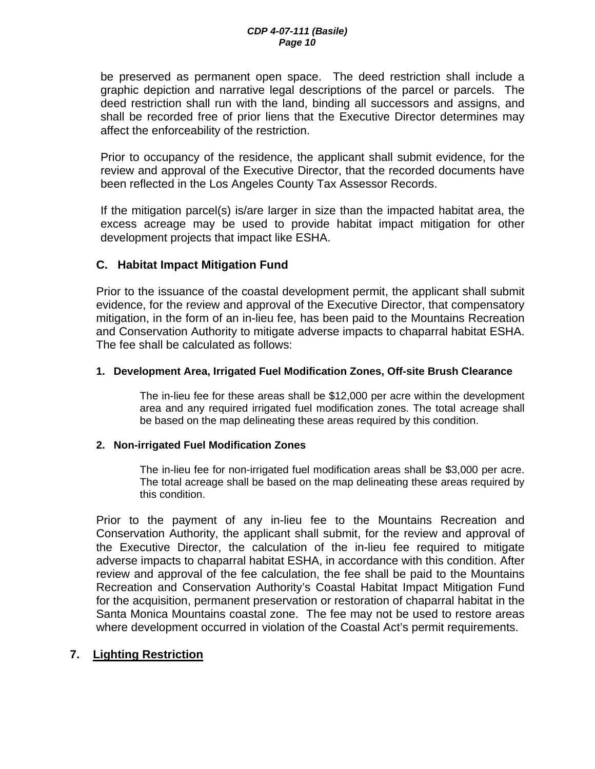be preserved as permanent open space. The deed restriction shall include a graphic depiction and narrative legal descriptions of the parcel or parcels. The deed restriction shall run with the land, binding all successors and assigns, and shall be recorded free of prior liens that the Executive Director determines may affect the enforceability of the restriction.

Prior to occupancy of the residence, the applicant shall submit evidence, for the review and approval of the Executive Director, that the recorded documents have been reflected in the Los Angeles County Tax Assessor Records.

If the mitigation parcel(s) is/are larger in size than the impacted habitat area, the excess acreage may be used to provide habitat impact mitigation for other development projects that impact like ESHA.

### C. Habitat Impact Mitigation Fund

Prior to the issuance of the coastal development permit, the applicant shall submit evidence, for the review and approval of the Executive Director, that compensatory mitigation, in the form of an in-lieu fee, has been paid to the Mountains Recreation and Conservation Authority to mitigate adverse impacts to chaparral habitat ESHA. The fee shall be calculated as follows:

#### 1. Development Area, Irrigated Fuel Modification Zones, Off-site Brush Clearance

The in-lieu fee for these areas shall be $12,000 per acre within the development area and any required irrigated fuel modification zones. The total acreage shall be based on the map delineating these areas required by this condition.

#### 2. Non-irrigated Fuel Modification Zones

The in-lieu fee for non-irrigated fuel modification areas shall be $3,000 per acre. The total acreage shall be based on the map delineating these areas required by this condition.

Prior to the payment of any in-lieu fee to the Mountains Recreation and Conservation Authority, the applicant shall submit, for the review and approval of the Executive Director, the calculation of the in-lieu fee required to mitigate adverse impacts to chaparral habitat ESHA, in accordance with this condition. After review and approval of the fee calculation, the fee shall be paid to the Mountains Recreation and Conservation Authority's Coastal Habitat Impact Mitigation Fund for the acquisition, permanent preservation or restoration of chaparral habitat in the Santa Monica Mountains coastal zone. The fee may not be used to restore areas where development occurred in violation of the Coastal Act's permit requirements.

## 7. Lighting Restriction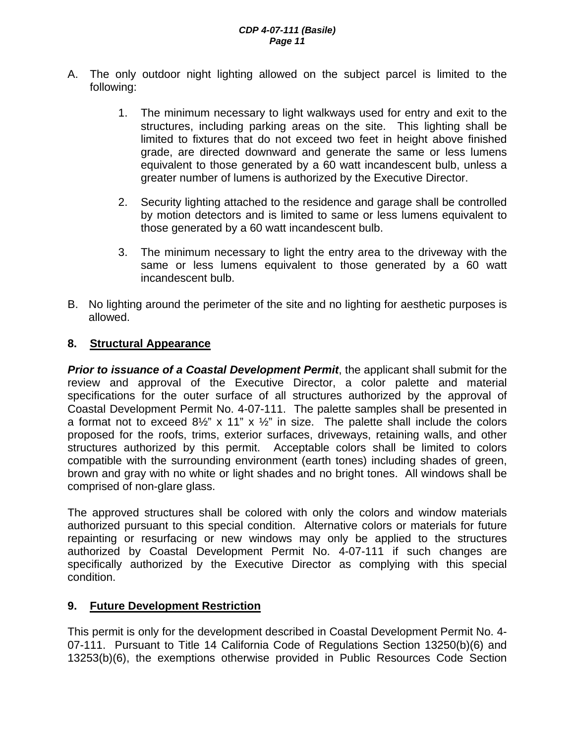A. The only outdoor night lighting allowed on the subject parcel is limited to the following:

   1. The minimum necessary to light walkways used for entry and exit to the structures, including parking areas on the site. This lighting shall be limited to fixtures that do not exceed two feet in height above finished grade, are directed downward and generate the same or less lumens equivalent to those generated by a 60 watt incandescent bulb, unless a greater number of lumens is authorized by the Executive Director.

   2. Security lighting attached to the residence and garage shall be controlled by motion detectors and is limited to same or less lumens equivalent to those generated by a 60 watt incandescent bulb.

   3. The minimum necessary to light the entry area to the driveway with the same or less lumens equivalent to those generated by a 60 watt incandescent bulb.

B. No lighting around the perimeter of the site and no lighting for aesthetic purposes is allowed.

**8. Structural Appearance**

***Prior to issuance of a Coastal Development Permit***, the applicant shall submit for the review and approval of the Executive Director, a color palette and material specifications for the outer surface of all structures authorized by the approval of Coastal Development Permit No. 4-07-111. The palette samples shall be presented in a format not to exceed 8½" x 11" x ½" in size. The palette shall include the colors proposed for the roofs, trims, exterior surfaces, driveways, retaining walls, and other structures authorized by this permit. Acceptable colors shall be limited to colors compatible with the surrounding environment (earth tones) including shades of green, brown and gray with no white or light shades and no bright tones. All windows shall be comprised of non-glare glass.

The approved structures shall be colored with only the colors and window materials authorized pursuant to this special condition. Alternative colors or materials for future repainting or resurfacing or new windows may only be applied to the structures authorized by Coastal Development Permit No. 4-07-111 if such changes are specifically authorized by the Executive Director as complying with this special condition.

**9. Future Development Restriction**

This permit is only for the development described in Coastal Development Permit No. 4-07-111. Pursuant to Title 14 California Code of Regulations Section 13250(b)(6) and 13253(b)(6), the exemptions otherwise provided in Public Resources Code Section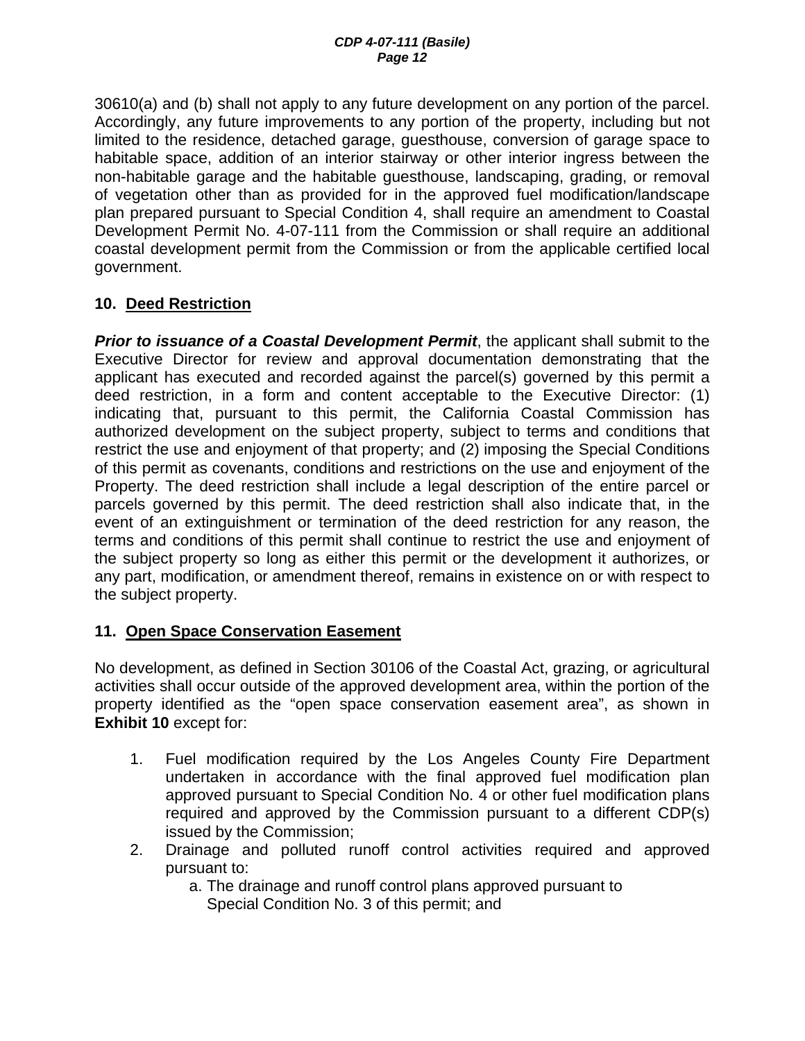30610(a) and (b) shall not apply to any future development on any portion of the parcel. Accordingly, any future improvements to any portion of the property, including but not limited to the residence, detached garage, guesthouse, conversion of garage space to habitable space, addition of an interior stairway or other interior ingress between the non-habitable garage and the habitable guesthouse, landscaping, grading, or removal of vegetation other than as provided for in the approved fuel modification/landscape plan prepared pursuant to Special Condition 4, shall require an amendment to Coastal Development Permit No. 4-07-111 from the Commission or shall require an additional coastal development permit from the Commission or from the applicable certified local government.

**10. Deed Restriction**

***Prior to issuance of a Coastal Development Permit***, the applicant shall submit to the Executive Director for review and approval documentation demonstrating that the applicant has executed and recorded against the parcel(s) governed by this permit a deed restriction, in a form and content acceptable to the Executive Director: (1) indicating that, pursuant to this permit, the California Coastal Commission has authorized development on the subject property, subject to terms and conditions that restrict the use and enjoyment of that property; and (2) imposing the Special Conditions of this permit as covenants, conditions and restrictions on the use and enjoyment of the Property. The deed restriction shall include a legal description of the entire parcel or parcels governed by this permit. The deed restriction shall also indicate that, in the event of an extinguishment or termination of the deed restriction for any reason, the terms and conditions of this permit shall continue to restrict the use and enjoyment of the subject property so long as either this permit or the development it authorizes, or any part, modification, or amendment thereof, remains in existence on or with respect to the subject property.

**11. Open Space Conservation Easement**

No development, as defined in Section 30106 of the Coastal Act, grazing, or agricultural activities shall occur outside of the approved development area, within the portion of the property identified as the "open space conservation easement area", as shown in **Exhibit 10** except for:

1. Fuel modification required by the Los Angeles County Fire Department undertaken in accordance with the final approved fuel modification plan approved pursuant to Special Condition No. 4 or other fuel modification plans required and approved by the Commission pursuant to a different CDP(s) issued by the Commission;
2. Drainage and polluted runoff control activities required and approved pursuant to:
   a. The drainage and runoff control plans approved pursuant to Special Condition No. 3 of this permit; and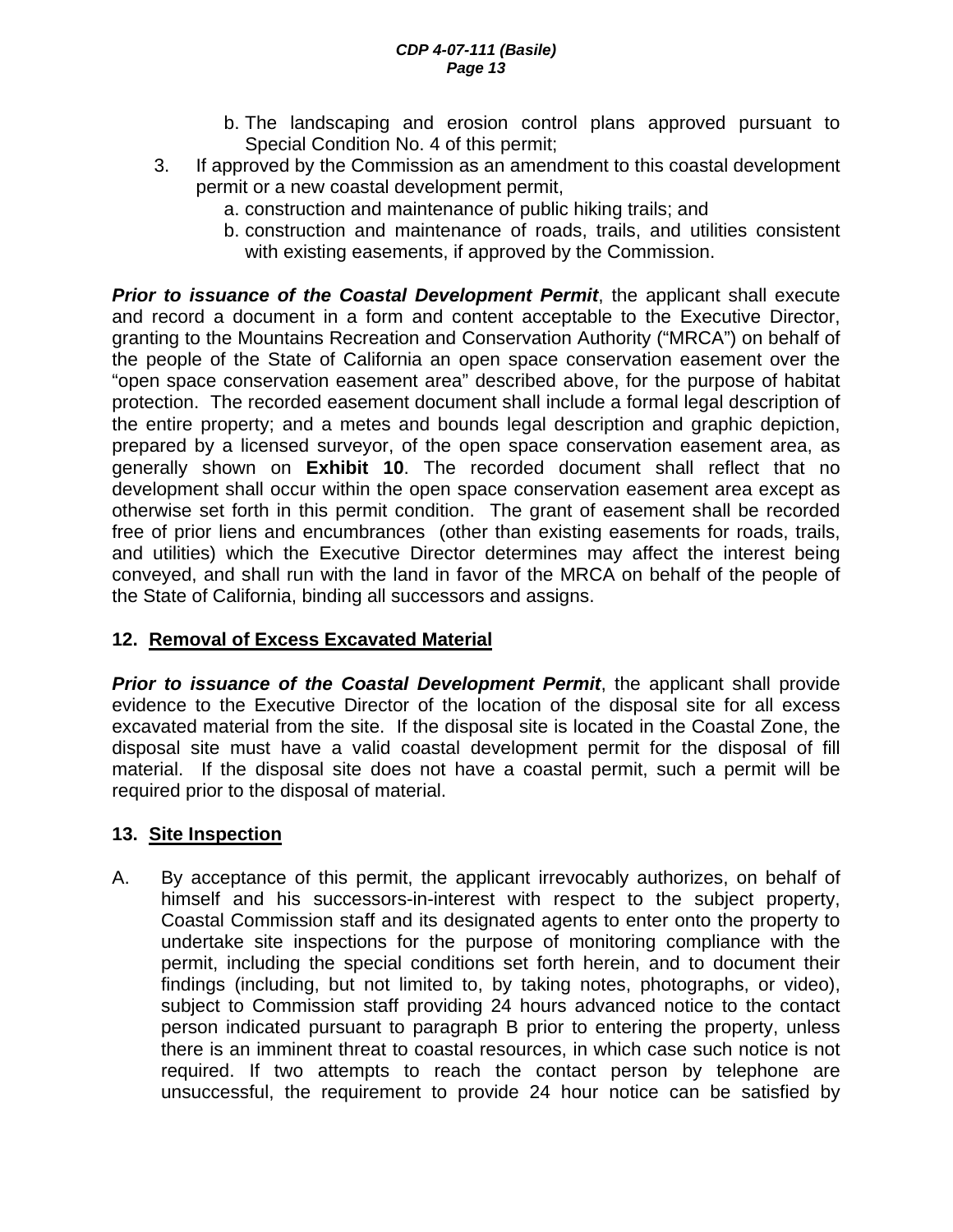b. The landscaping and erosion control plans approved pursuant to Special Condition No. 4 of this permit;

3. If approved by the Commission as an amendment to this coastal development permit or a new coastal development permit,
   a. construction and maintenance of public hiking trails; and
   b. construction and maintenance of roads, trails, and utilities consistent with existing easements, if approved by the Commission.

***Prior to issuance of the Coastal Development Permit***, the applicant shall execute and record a document in a form and content acceptable to the Executive Director, granting to the Mountains Recreation and Conservation Authority ("MRCA") on behalf of the people of the State of California an open space conservation easement over the "open space conservation easement area" described above, for the purpose of habitat protection. The recorded easement document shall include a formal legal description of the entire property; and a metes and bounds legal description and graphic depiction, prepared by a licensed surveyor, of the open space conservation easement area, as generally shown on **Exhibit 10**. The recorded document shall reflect that no development shall occur within the open space conservation easement area except as otherwise set forth in this permit condition. The grant of easement shall be recorded free of prior liens and encumbrances (other than existing easements for roads, trails, and utilities) which the Executive Director determines may affect the interest being conveyed, and shall run with the land in favor of the MRCA on behalf of the people of the State of California, binding all successors and assigns.

**12. <u>Removal of Excess Excavated Material</u>**

***Prior to issuance of the Coastal Development Permit***, the applicant shall provide evidence to the Executive Director of the location of the disposal site for all excess excavated material from the site. If the disposal site is located in the Coastal Zone, the disposal site must have a valid coastal development permit for the disposal of fill material. If the disposal site does not have a coastal permit, such a permit will be required prior to the disposal of material.

**13. <u>Site Inspection</u>**

A. By acceptance of this permit, the applicant irrevocably authorizes, on behalf of himself and his successors-in-interest with respect to the subject property, Coastal Commission staff and its designated agents to enter onto the property to undertake site inspections for the purpose of monitoring compliance with the permit, including the special conditions set forth herein, and to document their findings (including, but not limited to, by taking notes, photographs, or video), subject to Commission staff providing 24 hours advanced notice to the contact person indicated pursuant to paragraph B prior to entering the property, unless there is an imminent threat to coastal resources, in which case such notice is not required. If two attempts to reach the contact person by telephone are unsuccessful, the requirement to provide 24 hour notice can be satisfied by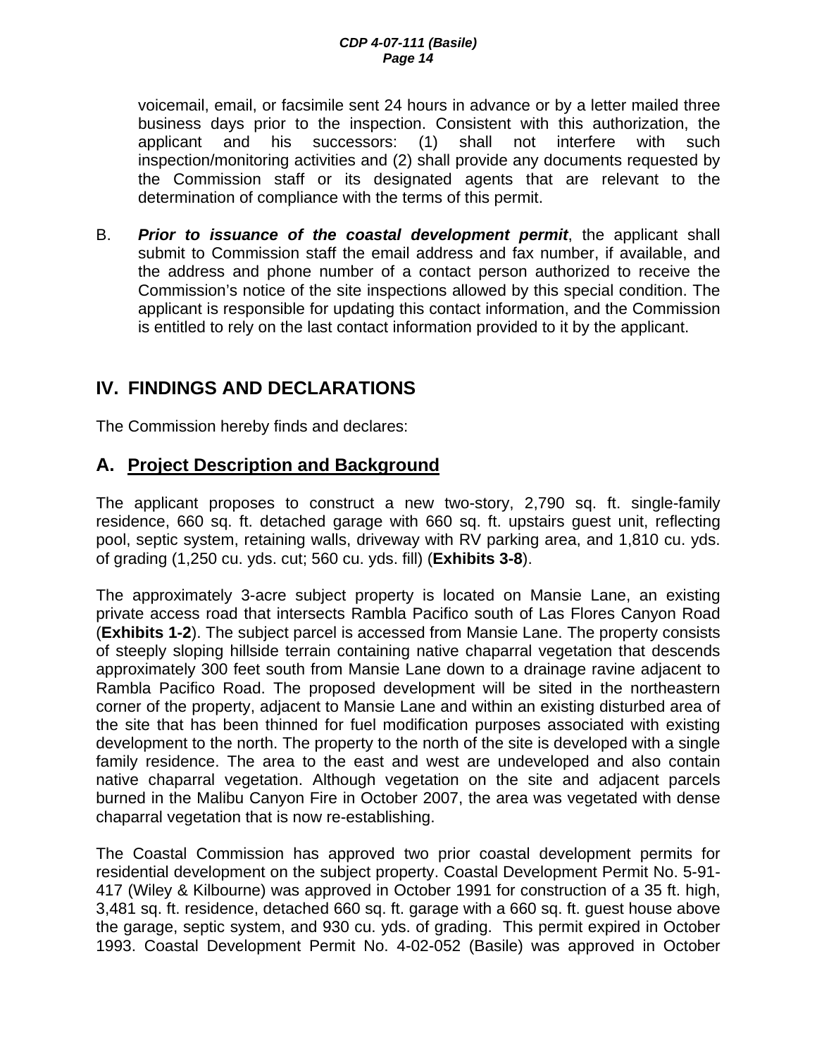voicemail, email, or facsimile sent 24 hours in advance or by a letter mailed three business days prior to the inspection. Consistent with this authorization, the applicant and his successors: (1) shall not interfere with such inspection/monitoring activities and (2) shall provide any documents requested by the Commission staff or its designated agents that are relevant to the determination of compliance with the terms of this permit.

B. ***Prior to issuance of the coastal development permit***, the applicant shall submit to Commission staff the email address and fax number, if available, and the address and phone number of a contact person authorized to receive the Commission's notice of the site inspections allowed by this special condition. The applicant is responsible for updating this contact information, and the Commission is entitled to rely on the last contact information provided to it by the applicant.

## IV. FINDINGS AND DECLARATIONS

The Commission hereby finds and declares:

### A. Project Description and Background

The applicant proposes to construct a new two-story, 2,790 sq. ft. single-family residence, 660 sq. ft. detached garage with 660 sq. ft. upstairs guest unit, reflecting pool, septic system, retaining walls, driveway with RV parking area, and 1,810 cu. yds. of grading (1,250 cu. yds. cut; 560 cu. yds. fill) (**Exhibits 3-8**).

The approximately 3-acre subject property is located on Mansie Lane, an existing private access road that intersects Rambla Pacifico south of Las Flores Canyon Road (**Exhibits 1-2**). The subject parcel is accessed from Mansie Lane. The property consists of steeply sloping hillside terrain containing native chaparral vegetation that descends approximately 300 feet south from Mansie Lane down to a drainage ravine adjacent to Rambla Pacifico Road. The proposed development will be sited in the northeastern corner of the property, adjacent to Mansie Lane and within an existing disturbed area of the site that has been thinned for fuel modification purposes associated with existing development to the north. The property to the north of the site is developed with a single family residence. The area to the east and west are undeveloped and also contain native chaparral vegetation. Although vegetation on the site and adjacent parcels burned in the Malibu Canyon Fire in October 2007, the area was vegetated with dense chaparral vegetation that is now re-establishing.

The Coastal Commission has approved two prior coastal development permits for residential development on the subject property. Coastal Development Permit No. 5-91-417 (Wiley & Kilbourne) was approved in October 1991 for construction of a 35 ft. high, 3,481 sq. ft. residence, detached 660 sq. ft. garage with a 660 sq. ft. guest house above the garage, septic system, and 930 cu. yds. of grading. This permit expired in October 1993. Coastal Development Permit No. 4-02-052 (Basile) was approved in October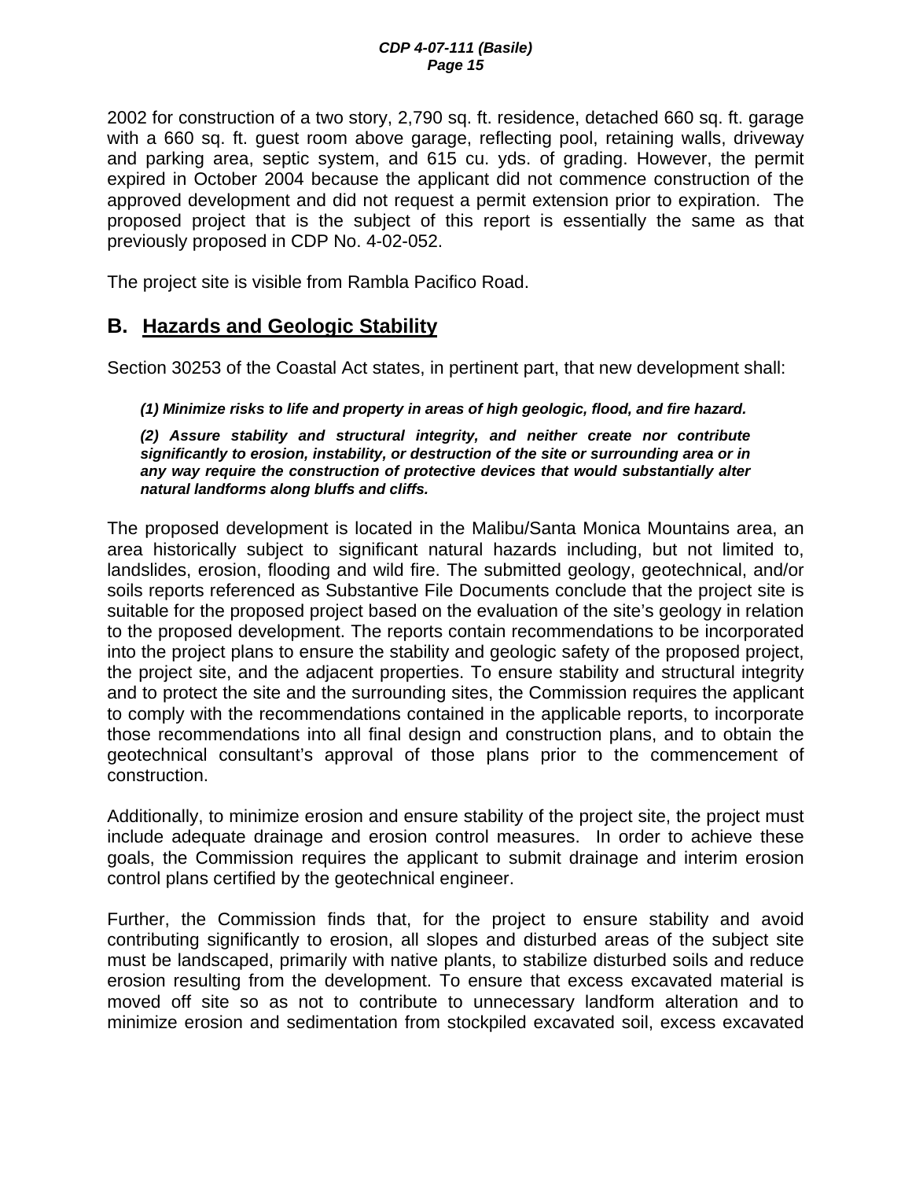2002 for construction of a two story, 2,790 sq. ft. residence, detached 660 sq. ft. garage with a 660 sq. ft. guest room above garage, reflecting pool, retaining walls, driveway and parking area, septic system, and 615 cu. yds. of grading. However, the permit expired in October 2004 because the applicant did not commence construction of the approved development and did not request a permit extension prior to expiration. The proposed project that is the subject of this report is essentially the same as that previously proposed in CDP No. 4-02-052.

The project site is visible from Rambla Pacifico Road.

## B. Hazards and Geologic Stability

Section 30253 of the Coastal Act states, in pertinent part, that new development shall:

> ***(1) Minimize risks to life and property in areas of high geologic, flood, and fire hazard.***
>
> ***(2) Assure stability and structural integrity, and neither create nor contribute significantly to erosion, instability, or destruction of the site or surrounding area or in any way require the construction of protective devices that would substantially alter natural landforms along bluffs and cliffs.***

The proposed development is located in the Malibu/Santa Monica Mountains area, an area historically subject to significant natural hazards including, but not limited to, landslides, erosion, flooding and wild fire. The submitted geology, geotechnical, and/or soils reports referenced as Substantive File Documents conclude that the project site is suitable for the proposed project based on the evaluation of the site's geology in relation to the proposed development. The reports contain recommendations to be incorporated into the project plans to ensure the stability and geologic safety of the proposed project, the project site, and the adjacent properties. To ensure stability and structural integrity and to protect the site and the surrounding sites, the Commission requires the applicant to comply with the recommendations contained in the applicable reports, to incorporate those recommendations into all final design and construction plans, and to obtain the geotechnical consultant's approval of those plans prior to the commencement of construction.

Additionally, to minimize erosion and ensure stability of the project site, the project must include adequate drainage and erosion control measures. In order to achieve these goals, the Commission requires the applicant to submit drainage and interim erosion control plans certified by the geotechnical engineer.

Further, the Commission finds that, for the project to ensure stability and avoid contributing significantly to erosion, all slopes and disturbed areas of the subject site must be landscaped, primarily with native plants, to stabilize disturbed soils and reduce erosion resulting from the development. To ensure that excess excavated material is moved off site so as not to contribute to unnecessary landform alteration and to minimize erosion and sedimentation from stockpiled excavated soil, excess excavated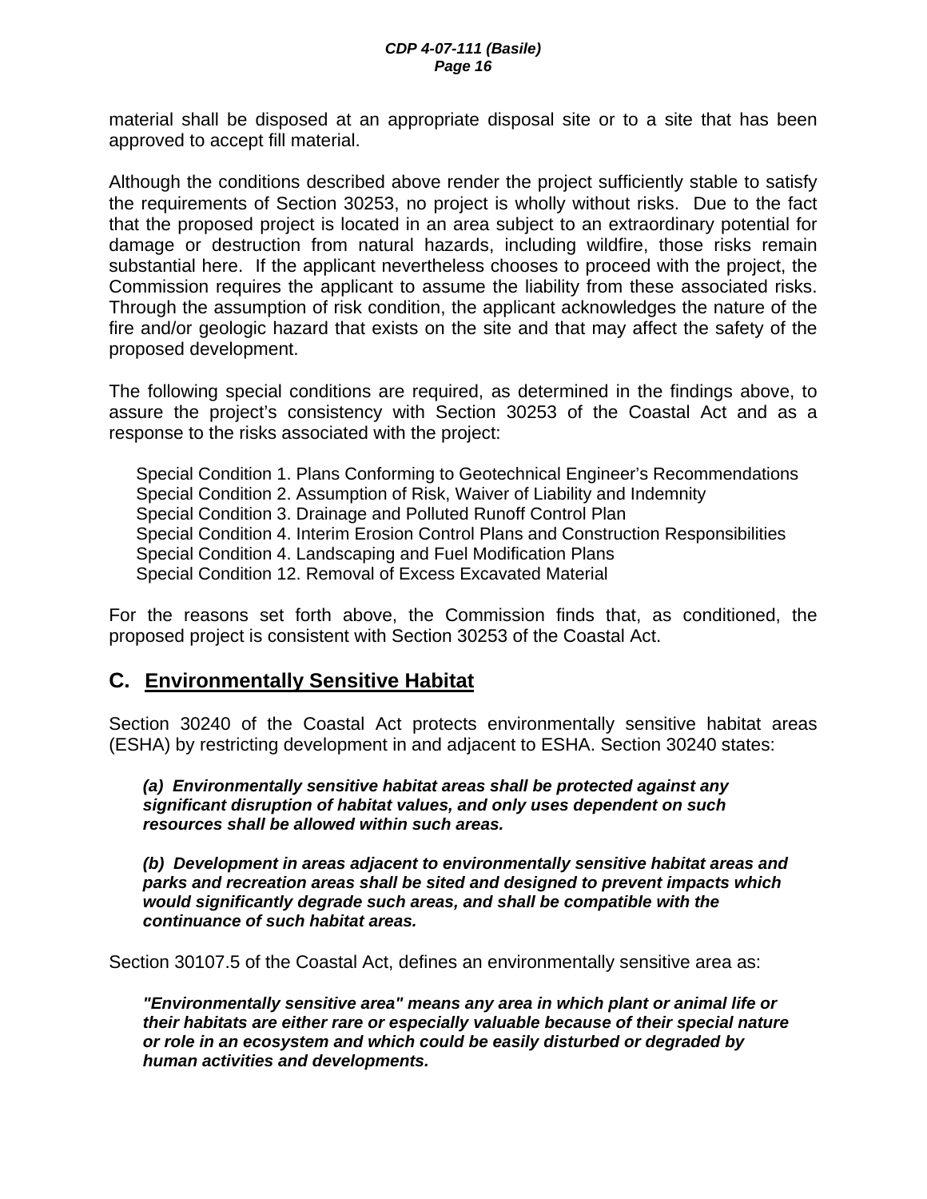material shall be disposed at an appropriate disposal site or to a site that has been approved to accept fill material.

Although the conditions described above render the project sufficiently stable to satisfy the requirements of Section 30253, no project is wholly without risks. Due to the fact that the proposed project is located in an area subject to an extraordinary potential for damage or destruction from natural hazards, including wildfire, those risks remain substantial here. If the applicant nevertheless chooses to proceed with the project, the Commission requires the applicant to assume the liability from these associated risks. Through the assumption of risk condition, the applicant acknowledges the nature of the fire and/or geologic hazard that exists on the site and that may affect the safety of the proposed development.

The following special conditions are required, as determined in the findings above, to assure the project's consistency with Section 30253 of the Coastal Act and as a response to the risks associated with the project:

Special Condition 1. Plans Conforming to Geotechnical Engineer's Recommendations
Special Condition 2. Assumption of Risk, Waiver of Liability and Indemnity
Special Condition 3. Drainage and Polluted Runoff Control Plan
Special Condition 4. Interim Erosion Control Plans and Construction Responsibilities
Special Condition 4. Landscaping and Fuel Modification Plans
Special Condition 12. Removal of Excess Excavated Material

For the reasons set forth above, the Commission finds that, as conditioned, the proposed project is consistent with Section 30253 of the Coastal Act.

## C. Environmentally Sensitive Habitat

Section 30240 of the Coastal Act protects environmentally sensitive habitat areas (ESHA) by restricting development in and adjacent to ESHA. Section 30240 states:

> ***(a) Environmentally sensitive habitat areas shall be protected against any significant disruption of habitat values, and only uses dependent on such resources shall be allowed within such areas.***
>
> ***(b) Development in areas adjacent to environmentally sensitive habitat areas and parks and recreation areas shall be sited and designed to prevent impacts which would significantly degrade such areas, and shall be compatible with the continuance of such habitat areas.***

Section 30107.5 of the Coastal Act, defines an environmentally sensitive area as:

> ***"Environmentally sensitive area" means any area in which plant or animal life or their habitats are either rare or especially valuable because of their special nature or role in an ecosystem and which could be easily disturbed or degraded by human activities and developments.***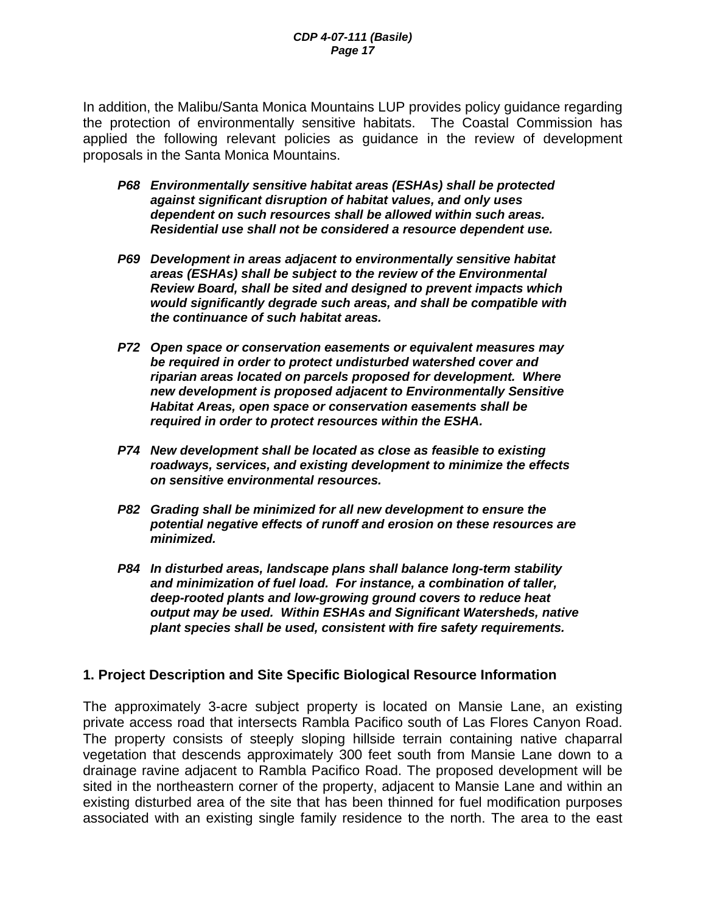In addition, the Malibu/Santa Monica Mountains LUP provides policy guidance regarding the protection of environmentally sensitive habitats. The Coastal Commission has applied the following relevant policies as guidance in the review of development proposals in the Santa Monica Mountains.

> ***P68*** ***Environmentally sensitive habitat areas (ESHAs) shall be protected against significant disruption of habitat values, and only uses dependent on such resources shall be allowed within such areas. Residential use shall not be considered a resource dependent use.***
>
> ***P69*** ***Development in areas adjacent to environmentally sensitive habitat areas (ESHAs) shall be subject to the review of the Environmental Review Board, shall be sited and designed to prevent impacts which would significantly degrade such areas, and shall be compatible with the continuance of such habitat areas.***
>
> ***P72*** ***Open space or conservation easements or equivalent measures may be required in order to protect undisturbed watershed cover and riparian areas located on parcels proposed for development. Where new development is proposed adjacent to Environmentally Sensitive Habitat Areas, open space or conservation easements shall be required in order to protect resources within the ESHA.***
>
> ***P74*** ***New development shall be located as close as feasible to existing roadways, services, and existing development to minimize the effects on sensitive environmental resources.***
>
> ***P82*** ***Grading shall be minimized for all new development to ensure the potential negative effects of runoff and erosion on these resources are minimized.***
>
> ***P84*** ***In disturbed areas, landscape plans shall balance long-term stability and minimization of fuel load. For instance, a combination of taller, deep-rooted plants and low-growing ground covers to reduce heat output may be used. Within ESHAs and Significant Watersheds, native plant species shall be used, consistent with fire safety requirements.***

## 1. Project Description and Site Specific Biological Resource Information

The approximately 3-acre subject property is located on Mansie Lane, an existing private access road that intersects Rambla Pacifico south of Las Flores Canyon Road. The property consists of steeply sloping hillside terrain containing native chaparral vegetation that descends approximately 300 feet south from Mansie Lane down to a drainage ravine adjacent to Rambla Pacifico Road. The proposed development will be sited in the northeastern corner of the property, adjacent to Mansie Lane and within an existing disturbed area of the site that has been thinned for fuel modification purposes associated with an existing single family residence to the north. The area to the east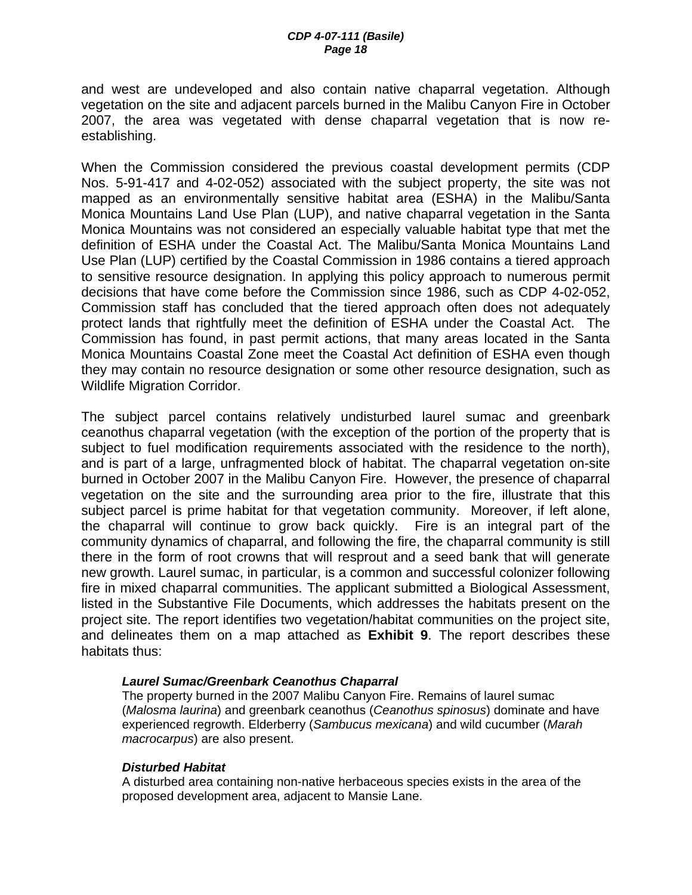and west are undeveloped and also contain native chaparral vegetation. Although vegetation on the site and adjacent parcels burned in the Malibu Canyon Fire in October 2007, the area was vegetated with dense chaparral vegetation that is now re-establishing.

When the Commission considered the previous coastal development permits (CDP Nos. 5-91-417 and 4-02-052) associated with the subject property, the site was not mapped as an environmentally sensitive habitat area (ESHA) in the Malibu/Santa Monica Mountains Land Use Plan (LUP), and native chaparral vegetation in the Santa Monica Mountains was not considered an especially valuable habitat type that met the definition of ESHA under the Coastal Act. The Malibu/Santa Monica Mountains Land Use Plan (LUP) certified by the Coastal Commission in 1986 contains a tiered approach to sensitive resource designation. In applying this policy approach to numerous permit decisions that have come before the Commission since 1986, such as CDP 4-02-052, Commission staff has concluded that the tiered approach often does not adequately protect lands that rightfully meet the definition of ESHA under the Coastal Act. The Commission has found, in past permit actions, that many areas located in the Santa Monica Mountains Coastal Zone meet the Coastal Act definition of ESHA even though they may contain no resource designation or some other resource designation, such as Wildlife Migration Corridor.

The subject parcel contains relatively undisturbed laurel sumac and greenbark ceanothus chaparral vegetation (with the exception of the portion of the property that is subject to fuel modification requirements associated with the residence to the north), and is part of a large, unfragmented block of habitat. The chaparral vegetation on-site burned in October 2007 in the Malibu Canyon Fire. However, the presence of chaparral vegetation on the site and the surrounding area prior to the fire, illustrate that this subject parcel is prime habitat for that vegetation community. Moreover, if left alone, the chaparral will continue to grow back quickly. Fire is an integral part of the community dynamics of chaparral, and following the fire, the chaparral community is still there in the form of root crowns that will resprout and a seed bank that will generate new growth. Laurel sumac, in particular, is a common and successful colonizer following fire in mixed chaparral communities. The applicant submitted a Biological Assessment, listed in the Substantive File Documents, which addresses the habitats present on the project site. The report identifies two vegetation/habitat communities on the project site, and delineates them on a map attached as **Exhibit 9**. The report describes these habitats thus:

> ***Laurel Sumac/Greenbark Ceanothus Chaparral***
> The property burned in the 2007 Malibu Canyon Fire. Remains of laurel sumac (*Malosma laurina*) and greenbark ceanothus (*Ceanothus spinosus*) dominate and have experienced regrowth. Elderberry (*Sambucus mexicana*) and wild cucumber (*Marah macrocarpus*) are also present.
>
> ***Disturbed Habitat***
> A disturbed area containing non-native herbaceous species exists in the area of the proposed development area, adjacent to Mansie Lane.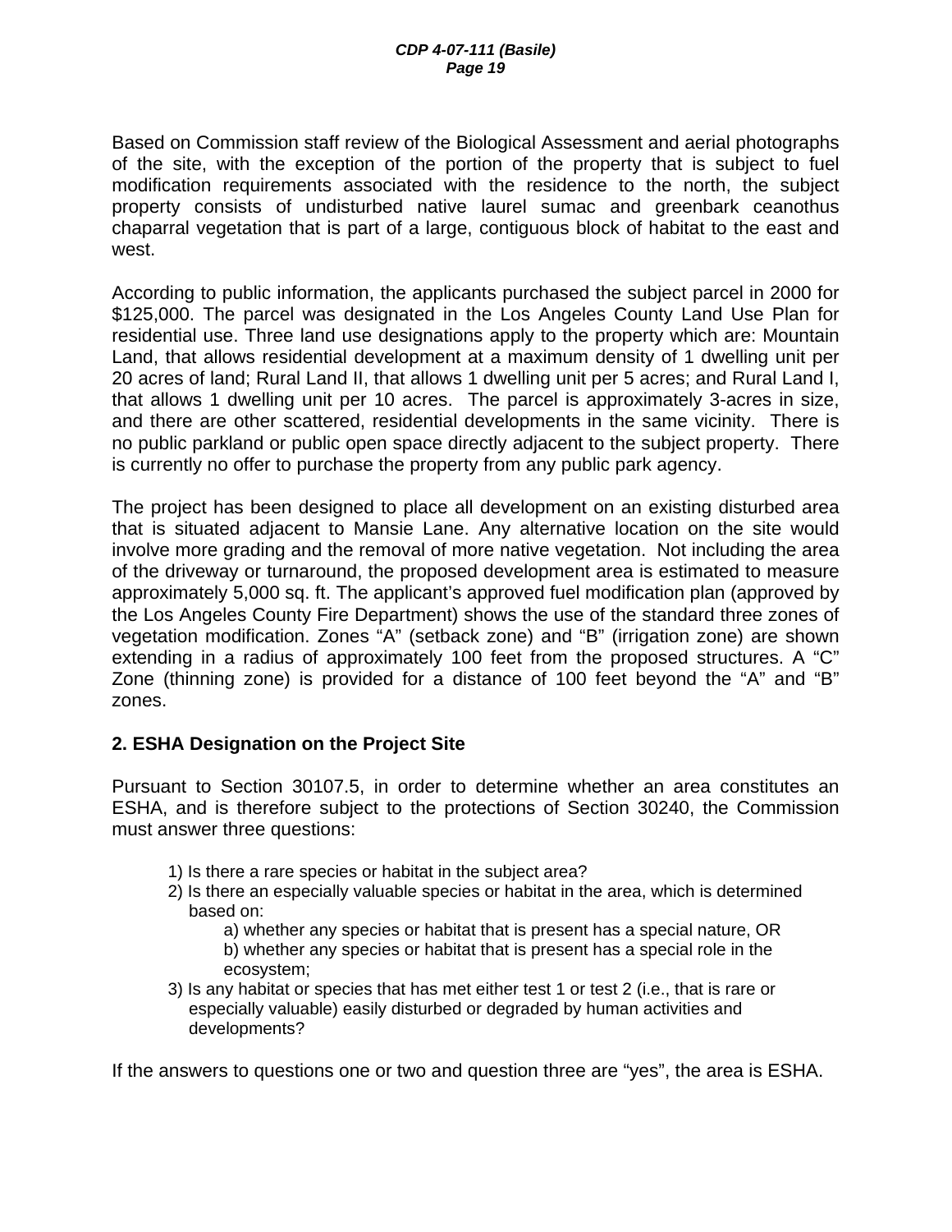Based on Commission staff review of the Biological Assessment and aerial photographs of the site, with the exception of the portion of the property that is subject to fuel modification requirements associated with the residence to the north, the subject property consists of undisturbed native laurel sumac and greenbark ceanothus chaparral vegetation that is part of a large, contiguous block of habitat to the east and west.

According to public information, the applicants purchased the subject parcel in 2000 for $125,000. The parcel was designated in the Los Angeles County Land Use Plan for residential use. Three land use designations apply to the property which are: Mountain Land, that allows residential development at a maximum density of 1 dwelling unit per 20 acres of land; Rural Land II, that allows 1 dwelling unit per 5 acres; and Rural Land I, that allows 1 dwelling unit per 10 acres. The parcel is approximately 3-acres in size, and there are other scattered, residential developments in the same vicinity. There is no public parkland or public open space directly adjacent to the subject property. There is currently no offer to purchase the property from any public park agency.

The project has been designed to place all development on an existing disturbed area that is situated adjacent to Mansie Lane. Any alternative location on the site would involve more grading and the removal of more native vegetation. Not including the area of the driveway or turnaround, the proposed development area is estimated to measure approximately 5,000 sq. ft. The applicant's approved fuel modification plan (approved by the Los Angeles County Fire Department) shows the use of the standard three zones of vegetation modification. Zones "A" (setback zone) and "B" (irrigation zone) are shown extending in a radius of approximately 100 feet from the proposed structures. A "C" Zone (thinning zone) is provided for a distance of 100 feet beyond the "A" and "B" zones.

### 2. ESHA Designation on the Project Site

Pursuant to Section 30107.5, in order to determine whether an area constitutes an ESHA, and is therefore subject to the protections of Section 30240, the Commission must answer three questions:

1) Is there a rare species or habitat in the subject area?
2) Is there an especially valuable species or habitat in the area, which is determined based on:
    - a) whether any species or habitat that is present has a special nature, OR
    - b) whether any species or habitat that is present has a special role in the ecosystem;
3) Is any habitat or species that has met either test 1 or test 2 (i.e., that is rare or especially valuable) easily disturbed or degraded by human activities and developments?

If the answers to questions one or two and question three are "yes", the area is ESHA.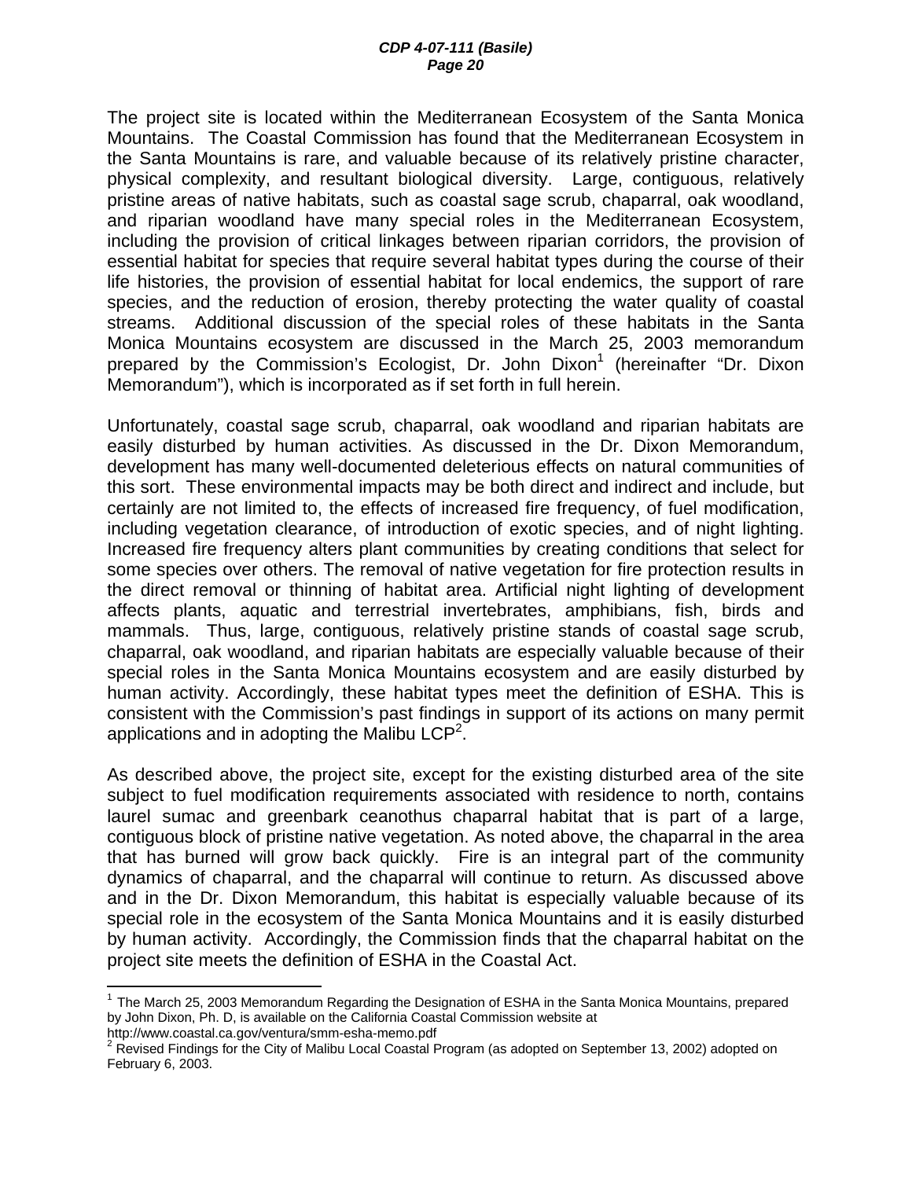The project site is located within the Mediterranean Ecosystem of the Santa Monica Mountains. The Coastal Commission has found that the Mediterranean Ecosystem in the Santa Mountains is rare, and valuable because of its relatively pristine character, physical complexity, and resultant biological diversity. Large, contiguous, relatively pristine areas of native habitats, such as coastal sage scrub, chaparral, oak woodland, and riparian woodland have many special roles in the Mediterranean Ecosystem, including the provision of critical linkages between riparian corridors, the provision of essential habitat for species that require several habitat types during the course of their life histories, the provision of essential habitat for local endemics, the support of rare species, and the reduction of erosion, thereby protecting the water quality of coastal streams. Additional discussion of the special roles of these habitats in the Santa Monica Mountains ecosystem are discussed in the March 25, 2003 memorandum prepared by the Commission's Ecologist, Dr. John Dixon[1] (hereinafter "Dr. Dixon Memorandum"), which is incorporated as if set forth in full herein.

Unfortunately, coastal sage scrub, chaparral, oak woodland and riparian habitats are easily disturbed by human activities. As discussed in the Dr. Dixon Memorandum, development has many well-documented deleterious effects on natural communities of this sort. These environmental impacts may be both direct and indirect and include, but certainly are not limited to, the effects of increased fire frequency, of fuel modification, including vegetation clearance, of introduction of exotic species, and of night lighting. Increased fire frequency alters plant communities by creating conditions that select for some species over others. The removal of native vegetation for fire protection results in the direct removal or thinning of habitat area. Artificial night lighting of development affects plants, aquatic and terrestrial invertebrates, amphibians, fish, birds and mammals. Thus, large, contiguous, relatively pristine stands of coastal sage scrub, chaparral, oak woodland, and riparian habitats are especially valuable because of their special roles in the Santa Monica Mountains ecosystem and are easily disturbed by human activity. Accordingly, these habitat types meet the definition of ESHA. This is consistent with the Commission's past findings in support of its actions on many permit applications and in adopting the Malibu LCP[2].

As described above, the project site, except for the existing disturbed area of the site subject to fuel modification requirements associated with residence to north, contains laurel sumac and greenbark ceanothus chaparral habitat that is part of a large, contiguous block of pristine native vegetation. As noted above, the chaparral in the area that has burned will grow back quickly. Fire is an integral part of the community dynamics of chaparral, and the chaparral will continue to return. As discussed above and in the Dr. Dixon Memorandum, this habitat is especially valuable because of its special role in the ecosystem of the Santa Monica Mountains and it is easily disturbed by human activity. Accordingly, the Commission finds that the chaparral habitat on the project site meets the definition of ESHA in the Coastal Act.

---

[1] The March 25, 2003 Memorandum Regarding the Designation of ESHA in the Santa Monica Mountains, prepared by John Dixon, Ph. D, is available on the California Coastal Commission website at http://www.coastal.ca.gov/ventura/smm-esha-memo.pdf

[2] Revised Findings for the City of Malibu Local Coastal Program (as adopted on September 13, 2002) adopted on February 6, 2003.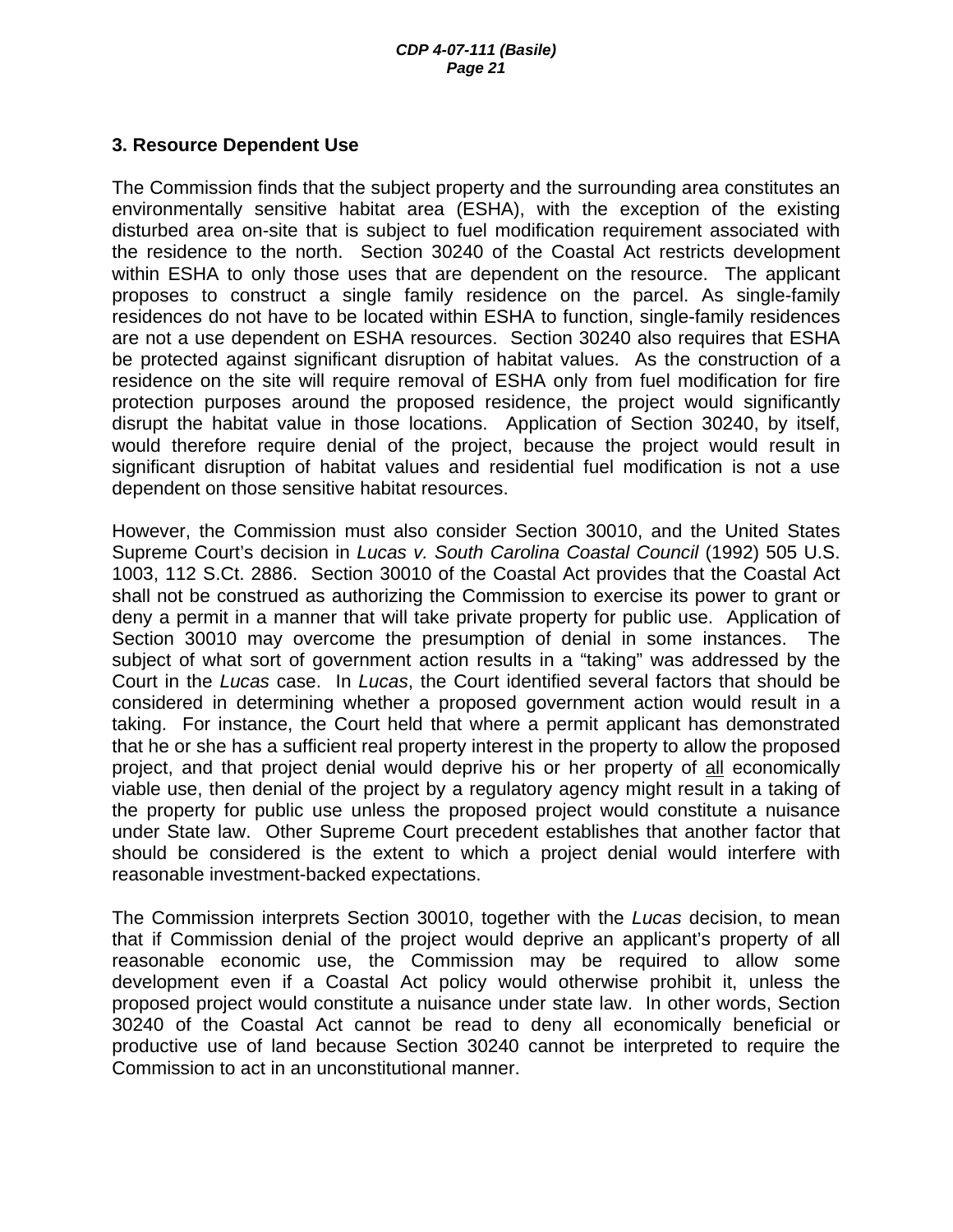### 3. Resource Dependent Use

The Commission finds that the subject property and the surrounding area constitutes an environmentally sensitive habitat area (ESHA), with the exception of the existing disturbed area on-site that is subject to fuel modification requirement associated with the residence to the north. Section 30240 of the Coastal Act restricts development within ESHA to only those uses that are dependent on the resource. The applicant proposes to construct a single family residence on the parcel. As single-family residences do not have to be located within ESHA to function, single-family residences are not a use dependent on ESHA resources. Section 30240 also requires that ESHA be protected against significant disruption of habitat values. As the construction of a residence on the site will require removal of ESHA only from fuel modification for fire protection purposes around the proposed residence, the project would significantly disrupt the habitat value in those locations. Application of Section 30240, by itself, would therefore require denial of the project, because the project would result in significant disruption of habitat values and residential fuel modification is not a use dependent on those sensitive habitat resources.

However, the Commission must also consider Section 30010, and the United States Supreme Court's decision in *Lucas v. South Carolina Coastal Council* (1992) 505 U.S. 1003, 112 S.Ct. 2886. Section 30010 of the Coastal Act provides that the Coastal Act shall not be construed as authorizing the Commission to exercise its power to grant or deny a permit in a manner that will take private property for public use. Application of Section 30010 may overcome the presumption of denial in some instances. The subject of what sort of government action results in a "taking" was addressed by the Court in the *Lucas* case. In *Lucas*, the Court identified several factors that should be considered in determining whether a proposed government action would result in a taking. For instance, the Court held that where a permit applicant has demonstrated that he or she has a sufficient real property interest in the property to allow the proposed project, and that project denial would deprive his or her property of <u>all</u> economically viable use, then denial of the project by a regulatory agency might result in a taking of the property for public use unless the proposed project would constitute a nuisance under State law. Other Supreme Court precedent establishes that another factor that should be considered is the extent to which a project denial would interfere with reasonable investment-backed expectations.

The Commission interprets Section 30010, together with the *Lucas* decision, to mean that if Commission denial of the project would deprive an applicant's property of all reasonable economic use, the Commission may be required to allow some development even if a Coastal Act policy would otherwise prohibit it, unless the proposed project would constitute a nuisance under state law. In other words, Section 30240 of the Coastal Act cannot be read to deny all economically beneficial or productive use of land because Section 30240 cannot be interpreted to require the Commission to act in an unconstitutional manner.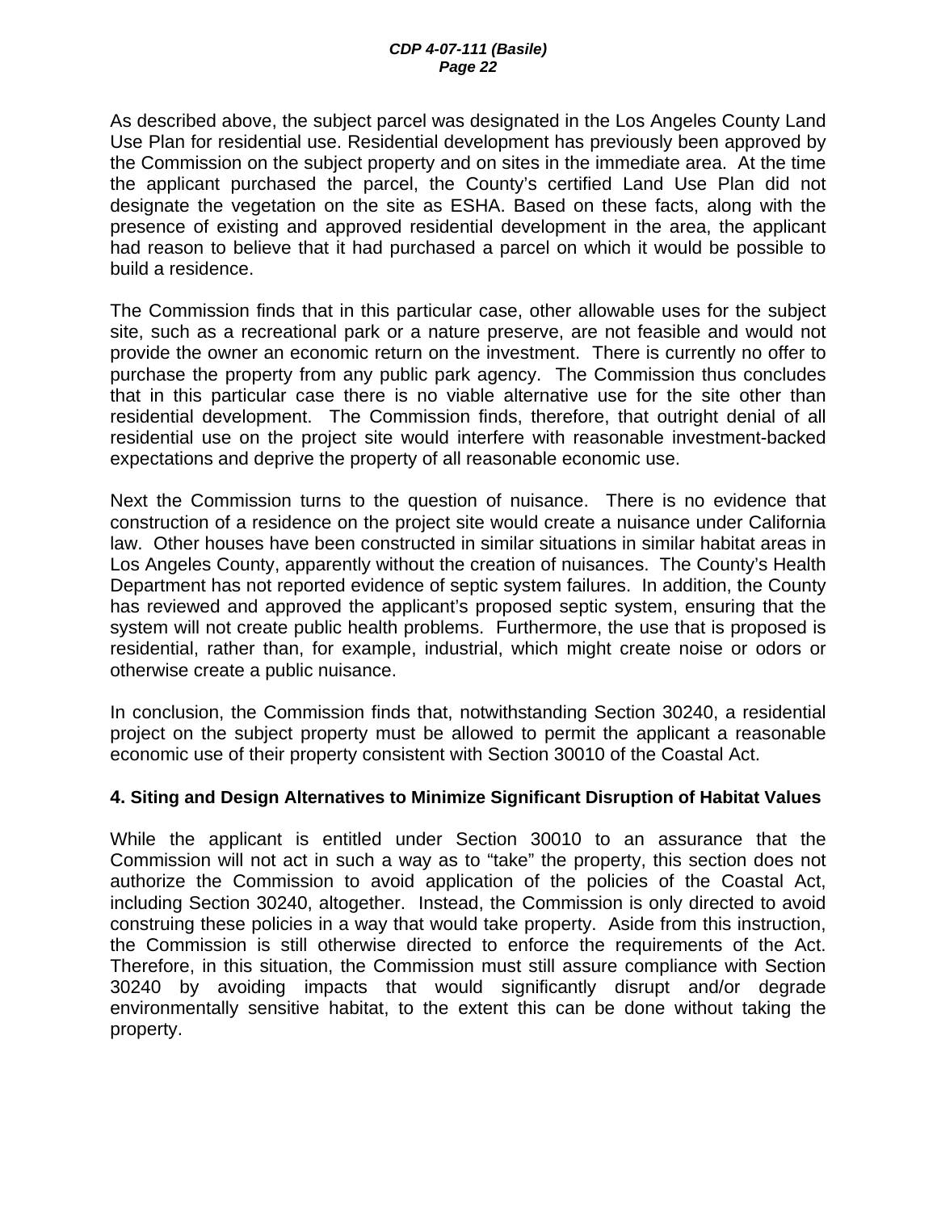As described above, the subject parcel was designated in the Los Angeles County Land Use Plan for residential use. Residential development has previously been approved by the Commission on the subject property and on sites in the immediate area. At the time the applicant purchased the parcel, the County's certified Land Use Plan did not designate the vegetation on the site as ESHA. Based on these facts, along with the presence of existing and approved residential development in the area, the applicant had reason to believe that it had purchased a parcel on which it would be possible to build a residence.

The Commission finds that in this particular case, other allowable uses for the subject site, such as a recreational park or a nature preserve, are not feasible and would not provide the owner an economic return on the investment. There is currently no offer to purchase the property from any public park agency. The Commission thus concludes that in this particular case there is no viable alternative use for the site other than residential development. The Commission finds, therefore, that outright denial of all residential use on the project site would interfere with reasonable investment-backed expectations and deprive the property of all reasonable economic use.

Next the Commission turns to the question of nuisance. There is no evidence that construction of a residence on the project site would create a nuisance under California law. Other houses have been constructed in similar situations in similar habitat areas in Los Angeles County, apparently without the creation of nuisances. The County's Health Department has not reported evidence of septic system failures. In addition, the County has reviewed and approved the applicant's proposed septic system, ensuring that the system will not create public health problems. Furthermore, the use that is proposed is residential, rather than, for example, industrial, which might create noise or odors or otherwise create a public nuisance.

In conclusion, the Commission finds that, notwithstanding Section 30240, a residential project on the subject property must be allowed to permit the applicant a reasonable economic use of their property consistent with Section 30010 of the Coastal Act.

### 4. Siting and Design Alternatives to Minimize Significant Disruption of Habitat Values

While the applicant is entitled under Section 30010 to an assurance that the Commission will not act in such a way as to "take" the property, this section does not authorize the Commission to avoid application of the policies of the Coastal Act, including Section 30240, altogether. Instead, the Commission is only directed to avoid construing these policies in a way that would take property. Aside from this instruction, the Commission is still otherwise directed to enforce the requirements of the Act. Therefore, in this situation, the Commission must still assure compliance with Section 30240 by avoiding impacts that would significantly disrupt and/or degrade environmentally sensitive habitat, to the extent this can be done without taking the property.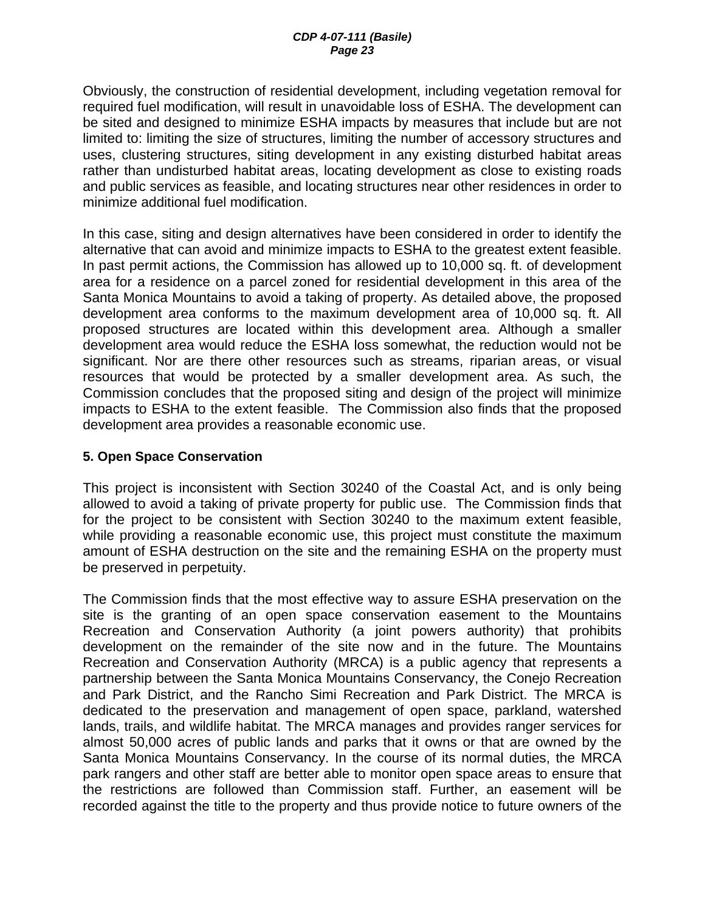Obviously, the construction of residential development, including vegetation removal for required fuel modification, will result in unavoidable loss of ESHA. The development can be sited and designed to minimize ESHA impacts by measures that include but are not limited to: limiting the size of structures, limiting the number of accessory structures and uses, clustering structures, siting development in any existing disturbed habitat areas rather than undisturbed habitat areas, locating development as close to existing roads and public services as feasible, and locating structures near other residences in order to minimize additional fuel modification.

In this case, siting and design alternatives have been considered in order to identify the alternative that can avoid and minimize impacts to ESHA to the greatest extent feasible. In past permit actions, the Commission has allowed up to 10,000 sq. ft. of development area for a residence on a parcel zoned for residential development in this area of the Santa Monica Mountains to avoid a taking of property. As detailed above, the proposed development area conforms to the maximum development area of 10,000 sq. ft. All proposed structures are located within this development area. Although a smaller development area would reduce the ESHA loss somewhat, the reduction would not be significant. Nor are there other resources such as streams, riparian areas, or visual resources that would be protected by a smaller development area. As such, the Commission concludes that the proposed siting and design of the project will minimize impacts to ESHA to the extent feasible. The Commission also finds that the proposed development area provides a reasonable economic use.

**5. Open Space Conservation**

This project is inconsistent with Section 30240 of the Coastal Act, and is only being allowed to avoid a taking of private property for public use. The Commission finds that for the project to be consistent with Section 30240 to the maximum extent feasible, while providing a reasonable economic use, this project must constitute the maximum amount of ESHA destruction on the site and the remaining ESHA on the property must be preserved in perpetuity.

The Commission finds that the most effective way to assure ESHA preservation on the site is the granting of an open space conservation easement to the Mountains Recreation and Conservation Authority (a joint powers authority) that prohibits development on the remainder of the site now and in the future. The Mountains Recreation and Conservation Authority (MRCA) is a public agency that represents a partnership between the Santa Monica Mountains Conservancy, the Conejo Recreation and Park District, and the Rancho Simi Recreation and Park District. The MRCA is dedicated to the preservation and management of open space, parkland, watershed lands, trails, and wildlife habitat. The MRCA manages and provides ranger services for almost 50,000 acres of public lands and parks that it owns or that are owned by the Santa Monica Mountains Conservancy. In the course of its normal duties, the MRCA park rangers and other staff are better able to monitor open space areas to ensure that the restrictions are followed than Commission staff. Further, an easement will be recorded against the title to the property and thus provide notice to future owners of the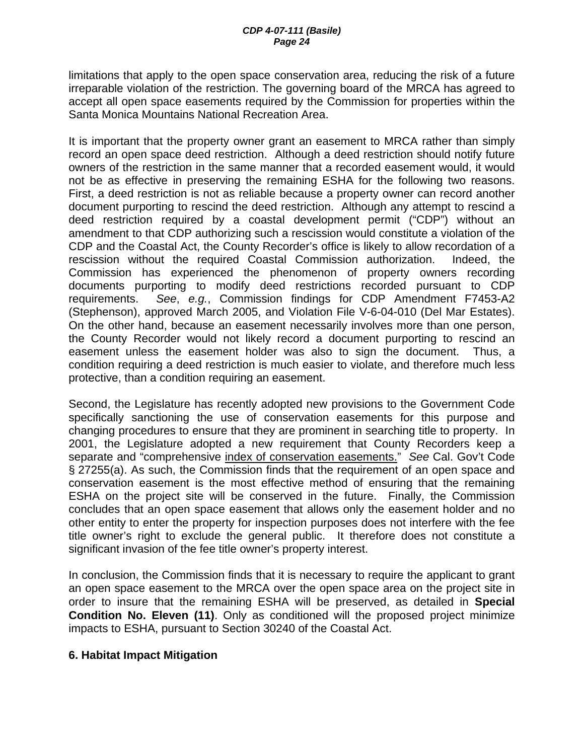limitations that apply to the open space conservation area, reducing the risk of a future irreparable violation of the restriction. The governing board of the MRCA has agreed to accept all open space easements required by the Commission for properties within the Santa Monica Mountains National Recreation Area.

It is important that the property owner grant an easement to MRCA rather than simply record an open space deed restriction. Although a deed restriction should notify future owners of the restriction in the same manner that a recorded easement would, it would not be as effective in preserving the remaining ESHA for the following two reasons. First, a deed restriction is not as reliable because a property owner can record another document purporting to rescind the deed restriction. Although any attempt to rescind a deed restriction required by a coastal development permit ("CDP") without an amendment to that CDP authorizing such a rescission would constitute a violation of the CDP and the Coastal Act, the County Recorder's office is likely to allow recordation of a rescission without the required Coastal Commission authorization. Indeed, the Commission has experienced the phenomenon of property owners recording documents purporting to modify deed restrictions recorded pursuant to CDP requirements. *See*, *e.g.*, Commission findings for CDP Amendment F7453-A2 (Stephenson), approved March 2005, and Violation File V-6-04-010 (Del Mar Estates). On the other hand, because an easement necessarily involves more than one person, the County Recorder would not likely record a document purporting to rescind an easement unless the easement holder was also to sign the document. Thus, a condition requiring a deed restriction is much easier to violate, and therefore much less protective, than a condition requiring an easement.

Second, the Legislature has recently adopted new provisions to the Government Code specifically sanctioning the use of conservation easements for this purpose and changing procedures to ensure that they are prominent in searching title to property. In 2001, the Legislature adopted a new requirement that County Recorders keep a separate and "comprehensive index of conservation easements." *See* Cal. Gov't Code § 27255(a). As such, the Commission finds that the requirement of an open space and conservation easement is the most effective method of ensuring that the remaining ESHA on the project site will be conserved in the future. Finally, the Commission concludes that an open space easement that allows only the easement holder and no other entity to enter the property for inspection purposes does not interfere with the fee title owner's right to exclude the general public. It therefore does not constitute a significant invasion of the fee title owner's property interest.

In conclusion, the Commission finds that it is necessary to require the applicant to grant an open space easement to the MRCA over the open space area on the project site in order to insure that the remaining ESHA will be preserved, as detailed in **Special Condition No. Eleven (11)**. Only as conditioned will the proposed project minimize impacts to ESHA, pursuant to Section 30240 of the Coastal Act.

### 6. Habitat Impact Mitigation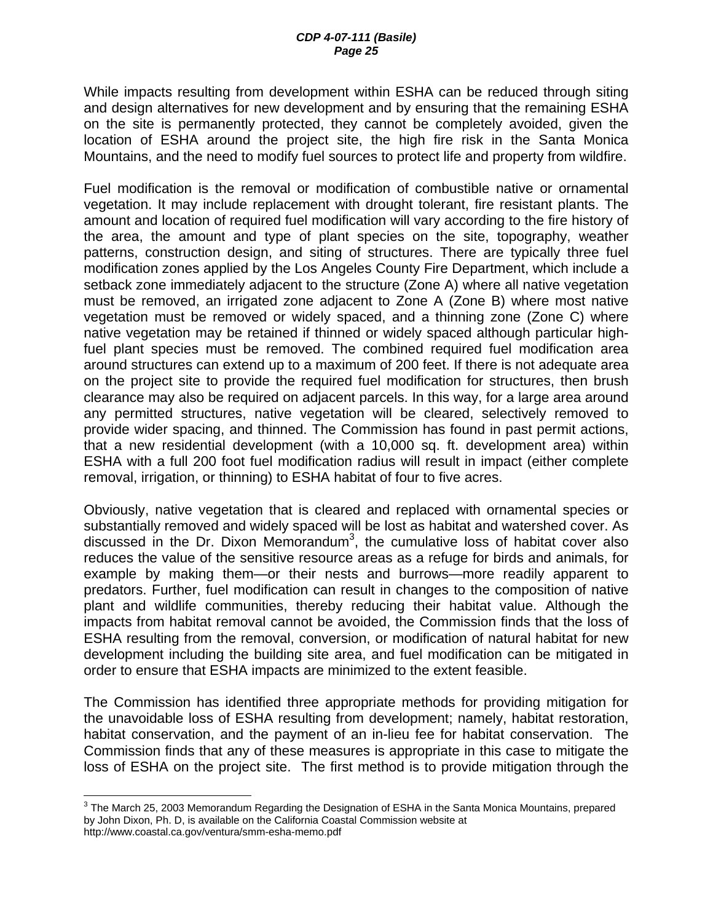While impacts resulting from development within ESHA can be reduced through siting and design alternatives for new development and by ensuring that the remaining ESHA on the site is permanently protected, they cannot be completely avoided, given the location of ESHA around the project site, the high fire risk in the Santa Monica Mountains, and the need to modify fuel sources to protect life and property from wildfire.

Fuel modification is the removal or modification of combustible native or ornamental vegetation. It may include replacement with drought tolerant, fire resistant plants. The amount and location of required fuel modification will vary according to the fire history of the area, the amount and type of plant species on the site, topography, weather patterns, construction design, and siting of structures. There are typically three fuel modification zones applied by the Los Angeles County Fire Department, which include a setback zone immediately adjacent to the structure (Zone A) where all native vegetation must be removed, an irrigated zone adjacent to Zone A (Zone B) where most native vegetation must be removed or widely spaced, and a thinning zone (Zone C) where native vegetation may be retained if thinned or widely spaced although particular high-fuel plant species must be removed. The combined required fuel modification area around structures can extend up to a maximum of 200 feet. If there is not adequate area on the project site to provide the required fuel modification for structures, then brush clearance may also be required on adjacent parcels. In this way, for a large area around any permitted structures, native vegetation will be cleared, selectively removed to provide wider spacing, and thinned. The Commission has found in past permit actions, that a new residential development (with a 10,000 sq. ft. development area) within ESHA with a full 200 foot fuel modification radius will result in impact (either complete removal, irrigation, or thinning) to ESHA habitat of four to five acres.

Obviously, native vegetation that is cleared and replaced with ornamental species or substantially removed and widely spaced will be lost as habitat and watershed cover. As discussed in the Dr. Dixon Memorandum[3], the cumulative loss of habitat cover also reduces the value of the sensitive resource areas as a refuge for birds and animals, for example by making them—or their nests and burrows—more readily apparent to predators. Further, fuel modification can result in changes to the composition of native plant and wildlife communities, thereby reducing their habitat value. Although the impacts from habitat removal cannot be avoided, the Commission finds that the loss of ESHA resulting from the removal, conversion, or modification of natural habitat for new development including the building site area, and fuel modification can be mitigated in order to ensure that ESHA impacts are minimized to the extent feasible.

The Commission has identified three appropriate methods for providing mitigation for the unavoidable loss of ESHA resulting from development; namely, habitat restoration, habitat conservation, and the payment of an in-lieu fee for habitat conservation. The Commission finds that any of these measures is appropriate in this case to mitigate the loss of ESHA on the project site. The first method is to provide mitigation through the

---

[3] The March 25, 2003 Memorandum Regarding the Designation of ESHA in the Santa Monica Mountains, prepared by John Dixon, Ph. D, is available on the California Coastal Commission website at http://www.coastal.ca.gov/ventura/smm-esha-memo.pdf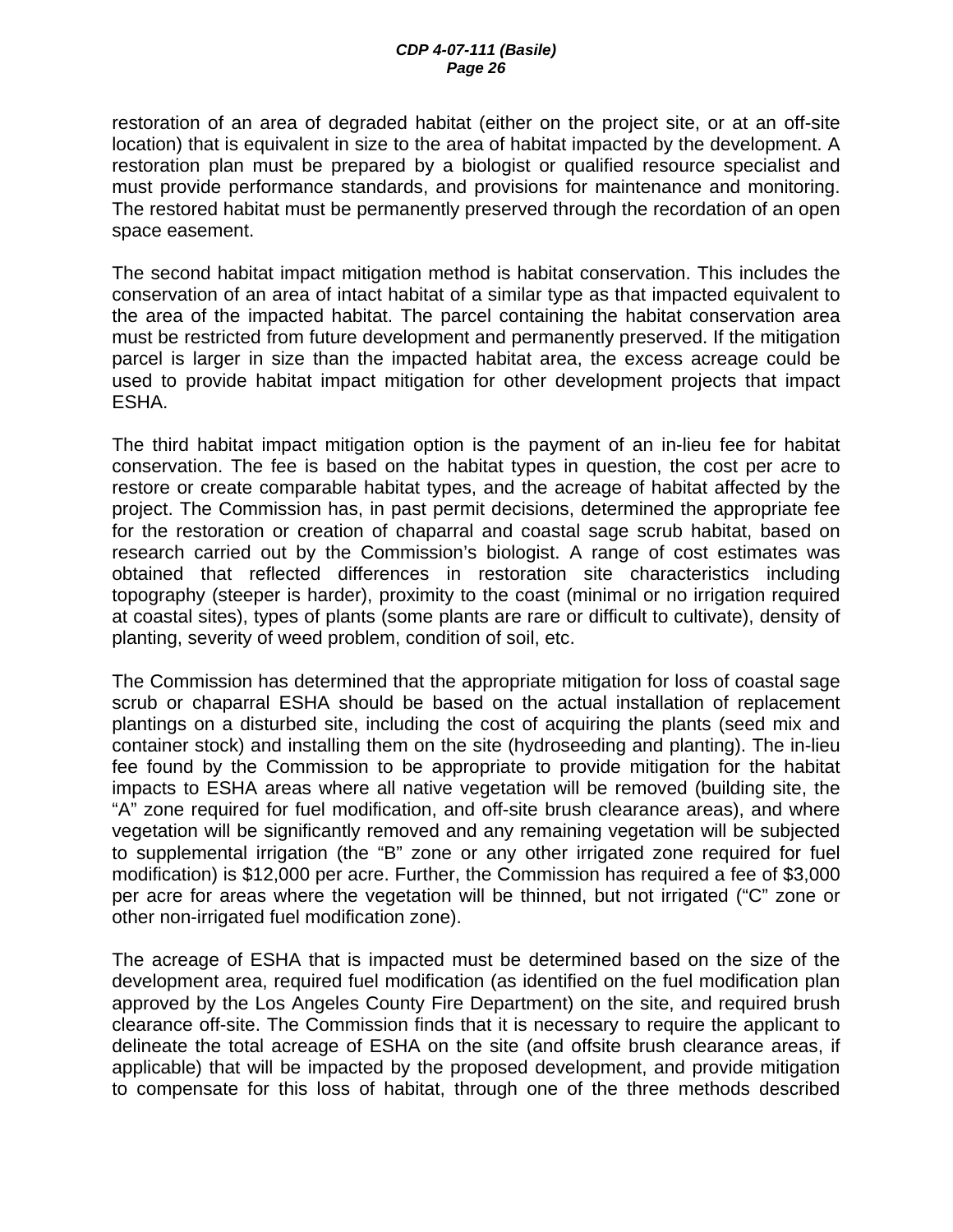restoration of an area of degraded habitat (either on the project site, or at an off-site location) that is equivalent in size to the area of habitat impacted by the development. A restoration plan must be prepared by a biologist or qualified resource specialist and must provide performance standards, and provisions for maintenance and monitoring. The restored habitat must be permanently preserved through the recordation of an open space easement.

The second habitat impact mitigation method is habitat conservation. This includes the conservation of an area of intact habitat of a similar type as that impacted equivalent to the area of the impacted habitat. The parcel containing the habitat conservation area must be restricted from future development and permanently preserved. If the mitigation parcel is larger in size than the impacted habitat area, the excess acreage could be used to provide habitat impact mitigation for other development projects that impact ESHA.

The third habitat impact mitigation option is the payment of an in-lieu fee for habitat conservation. The fee is based on the habitat types in question, the cost per acre to restore or create comparable habitat types, and the acreage of habitat affected by the project. The Commission has, in past permit decisions, determined the appropriate fee for the restoration or creation of chaparral and coastal sage scrub habitat, based on research carried out by the Commission's biologist. A range of cost estimates was obtained that reflected differences in restoration site characteristics including topography (steeper is harder), proximity to the coast (minimal or no irrigation required at coastal sites), types of plants (some plants are rare or difficult to cultivate), density of planting, severity of weed problem, condition of soil, etc.

The Commission has determined that the appropriate mitigation for loss of coastal sage scrub or chaparral ESHA should be based on the actual installation of replacement plantings on a disturbed site, including the cost of acquiring the plants (seed mix and container stock) and installing them on the site (hydroseeding and planting). The in-lieu fee found by the Commission to be appropriate to provide mitigation for the habitat impacts to ESHA areas where all native vegetation will be removed (building site, the "A" zone required for fuel modification, and off-site brush clearance areas), and where vegetation will be significantly removed and any remaining vegetation will be subjected to supplemental irrigation (the "B" zone or any other irrigated zone required for fuel modification) is $12,000 per acre. Further, the Commission has required a fee of $3,000 per acre for areas where the vegetation will be thinned, but not irrigated ("C" zone or other non-irrigated fuel modification zone).

The acreage of ESHA that is impacted must be determined based on the size of the development area, required fuel modification (as identified on the fuel modification plan approved by the Los Angeles County Fire Department) on the site, and required brush clearance off-site. The Commission finds that it is necessary to require the applicant to delineate the total acreage of ESHA on the site (and offsite brush clearance areas, if applicable) that will be impacted by the proposed development, and provide mitigation to compensate for this loss of habitat, through one of the three methods described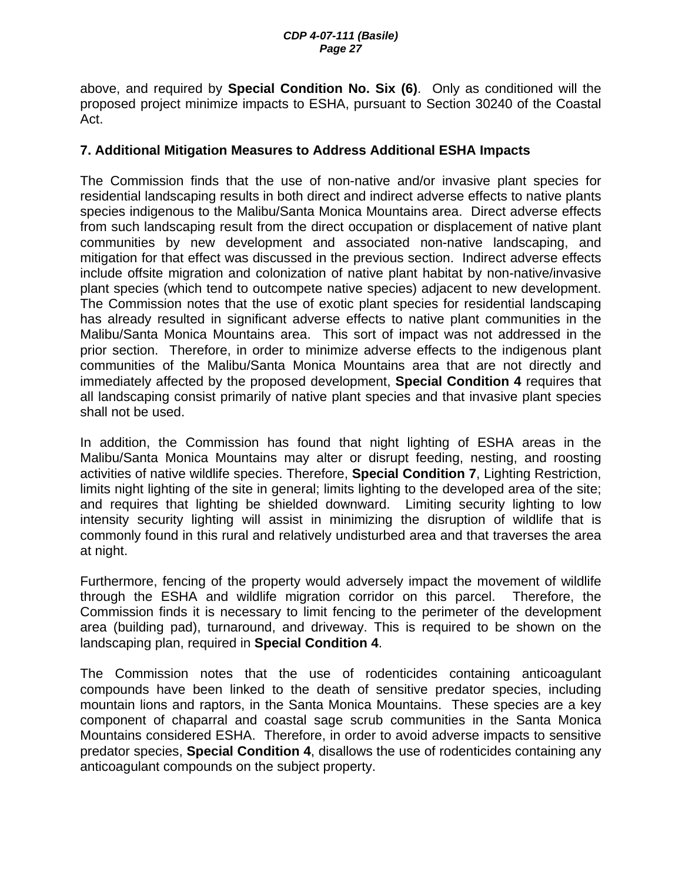above, and required by **Special Condition No. Six (6)**. Only as conditioned will the proposed project minimize impacts to ESHA, pursuant to Section 30240 of the Coastal Act.

### 7. Additional Mitigation Measures to Address Additional ESHA Impacts

The Commission finds that the use of non-native and/or invasive plant species for residential landscaping results in both direct and indirect adverse effects to native plants species indigenous to the Malibu/Santa Monica Mountains area. Direct adverse effects from such landscaping result from the direct occupation or displacement of native plant communities by new development and associated non-native landscaping, and mitigation for that effect was discussed in the previous section. Indirect adverse effects include offsite migration and colonization of native plant habitat by non-native/invasive plant species (which tend to outcompete native species) adjacent to new development. The Commission notes that the use of exotic plant species for residential landscaping has already resulted in significant adverse effects to native plant communities in the Malibu/Santa Monica Mountains area. This sort of impact was not addressed in the prior section. Therefore, in order to minimize adverse effects to the indigenous plant communities of the Malibu/Santa Monica Mountains area that are not directly and immediately affected by the proposed development, **Special Condition 4** requires that all landscaping consist primarily of native plant species and that invasive plant species shall not be used.

In addition, the Commission has found that night lighting of ESHA areas in the Malibu/Santa Monica Mountains may alter or disrupt feeding, nesting, and roosting activities of native wildlife species. Therefore, **Special Condition 7**, Lighting Restriction, limits night lighting of the site in general; limits lighting to the developed area of the site; and requires that lighting be shielded downward. Limiting security lighting to low intensity security lighting will assist in minimizing the disruption of wildlife that is commonly found in this rural and relatively undisturbed area and that traverses the area at night.

Furthermore, fencing of the property would adversely impact the movement of wildlife through the ESHA and wildlife migration corridor on this parcel. Therefore, the Commission finds it is necessary to limit fencing to the perimeter of the development area (building pad), turnaround, and driveway. This is required to be shown on the landscaping plan, required in **Special Condition 4**.

The Commission notes that the use of rodenticides containing anticoagulant compounds have been linked to the death of sensitive predator species, including mountain lions and raptors, in the Santa Monica Mountains. These species are a key component of chaparral and coastal sage scrub communities in the Santa Monica Mountains considered ESHA. Therefore, in order to avoid adverse impacts to sensitive predator species, **Special Condition 4**, disallows the use of rodenticides containing any anticoagulant compounds on the subject property.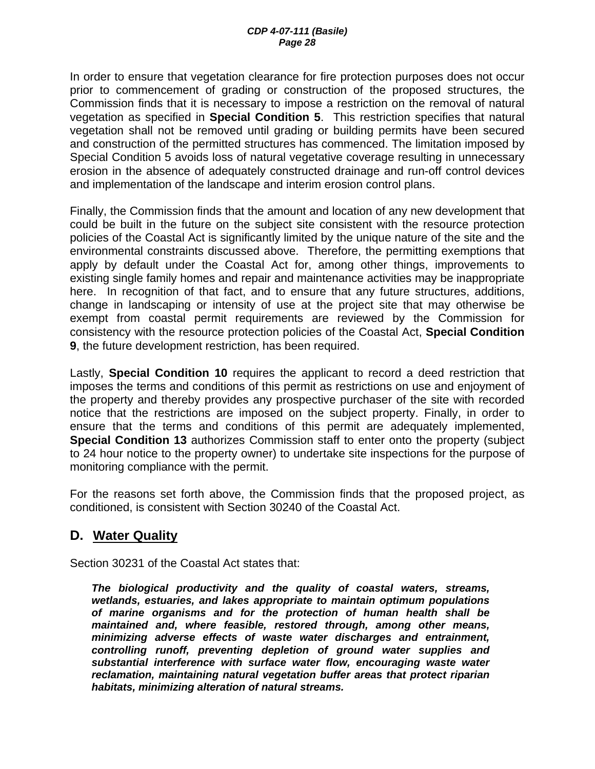In order to ensure that vegetation clearance for fire protection purposes does not occur prior to commencement of grading or construction of the proposed structures, the Commission finds that it is necessary to impose a restriction on the removal of natural vegetation as specified in **Special Condition 5**. This restriction specifies that natural vegetation shall not be removed until grading or building permits have been secured and construction of the permitted structures has commenced. The limitation imposed by Special Condition 5 avoids loss of natural vegetative coverage resulting in unnecessary erosion in the absence of adequately constructed drainage and run-off control devices and implementation of the landscape and interim erosion control plans.

Finally, the Commission finds that the amount and location of any new development that could be built in the future on the subject site consistent with the resource protection policies of the Coastal Act is significantly limited by the unique nature of the site and the environmental constraints discussed above. Therefore, the permitting exemptions that apply by default under the Coastal Act for, among other things, improvements to existing single family homes and repair and maintenance activities may be inappropriate here. In recognition of that fact, and to ensure that any future structures, additions, change in landscaping or intensity of use at the project site that may otherwise be exempt from coastal permit requirements are reviewed by the Commission for consistency with the resource protection policies of the Coastal Act, **Special Condition 9**, the future development restriction, has been required.

Lastly, **Special Condition 10** requires the applicant to record a deed restriction that imposes the terms and conditions of this permit as restrictions on use and enjoyment of the property and thereby provides any prospective purchaser of the site with recorded notice that the restrictions are imposed on the subject property. Finally, in order to ensure that the terms and conditions of this permit are adequately implemented, **Special Condition 13** authorizes Commission staff to enter onto the property (subject to 24 hour notice to the property owner) to undertake site inspections for the purpose of monitoring compliance with the permit.

For the reasons set forth above, the Commission finds that the proposed project, as conditioned, is consistent with Section 30240 of the Coastal Act.

## D. Water Quality

Section 30231 of the Coastal Act states that:

> ***The biological productivity and the quality of coastal waters, streams, wetlands, estuaries, and lakes appropriate to maintain optimum populations of marine organisms and for the protection of human health shall be maintained and, where feasible, restored through, among other means, minimizing adverse effects of waste water discharges and entrainment, controlling runoff, preventing depletion of ground water supplies and substantial interference with surface water flow, encouraging waste water reclamation, maintaining natural vegetation buffer areas that protect riparian habitats, minimizing alteration of natural streams.***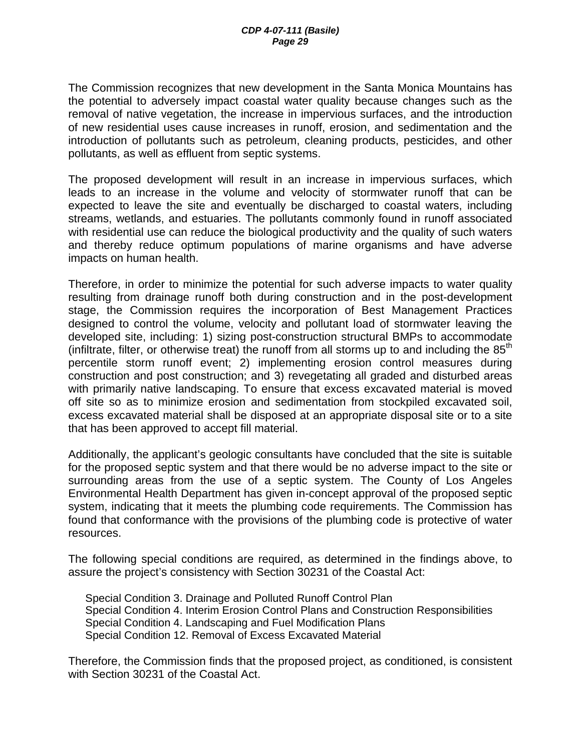The Commission recognizes that new development in the Santa Monica Mountains has the potential to adversely impact coastal water quality because changes such as the removal of native vegetation, the increase in impervious surfaces, and the introduction of new residential uses cause increases in runoff, erosion, and sedimentation and the introduction of pollutants such as petroleum, cleaning products, pesticides, and other pollutants, as well as effluent from septic systems.

The proposed development will result in an increase in impervious surfaces, which leads to an increase in the volume and velocity of stormwater runoff that can be expected to leave the site and eventually be discharged to coastal waters, including streams, wetlands, and estuaries. The pollutants commonly found in runoff associated with residential use can reduce the biological productivity and the quality of such waters and thereby reduce optimum populations of marine organisms and have adverse impacts on human health.

Therefore, in order to minimize the potential for such adverse impacts to water quality resulting from drainage runoff both during construction and in the post-development stage, the Commission requires the incorporation of Best Management Practices designed to control the volume, velocity and pollutant load of stormwater leaving the developed site, including: 1) sizing post-construction structural BMPs to accommodate (infiltrate, filter, or otherwise treat) the runoff from all storms up to and including the 85th percentile storm runoff event; 2) implementing erosion control measures during construction and post construction; and 3) revegetating all graded and disturbed areas with primarily native landscaping. To ensure that excess excavated material is moved off site so as to minimize erosion and sedimentation from stockpiled excavated soil, excess excavated material shall be disposed at an appropriate disposal site or to a site that has been approved to accept fill material.

Additionally, the applicant's geologic consultants have concluded that the site is suitable for the proposed septic system and that there would be no adverse impact to the site or surrounding areas from the use of a septic system. The County of Los Angeles Environmental Health Department has given in-concept approval of the proposed septic system, indicating that it meets the plumbing code requirements. The Commission has found that conformance with the provisions of the plumbing code is protective of water resources.

The following special conditions are required, as determined in the findings above, to assure the project's consistency with Section 30231 of the Coastal Act:

Special Condition 3. Drainage and Polluted Runoff Control Plan
Special Condition 4. Interim Erosion Control Plans and Construction Responsibilities
Special Condition 4. Landscaping and Fuel Modification Plans
Special Condition 12. Removal of Excess Excavated Material

Therefore, the Commission finds that the proposed project, as conditioned, is consistent with Section 30231 of the Coastal Act.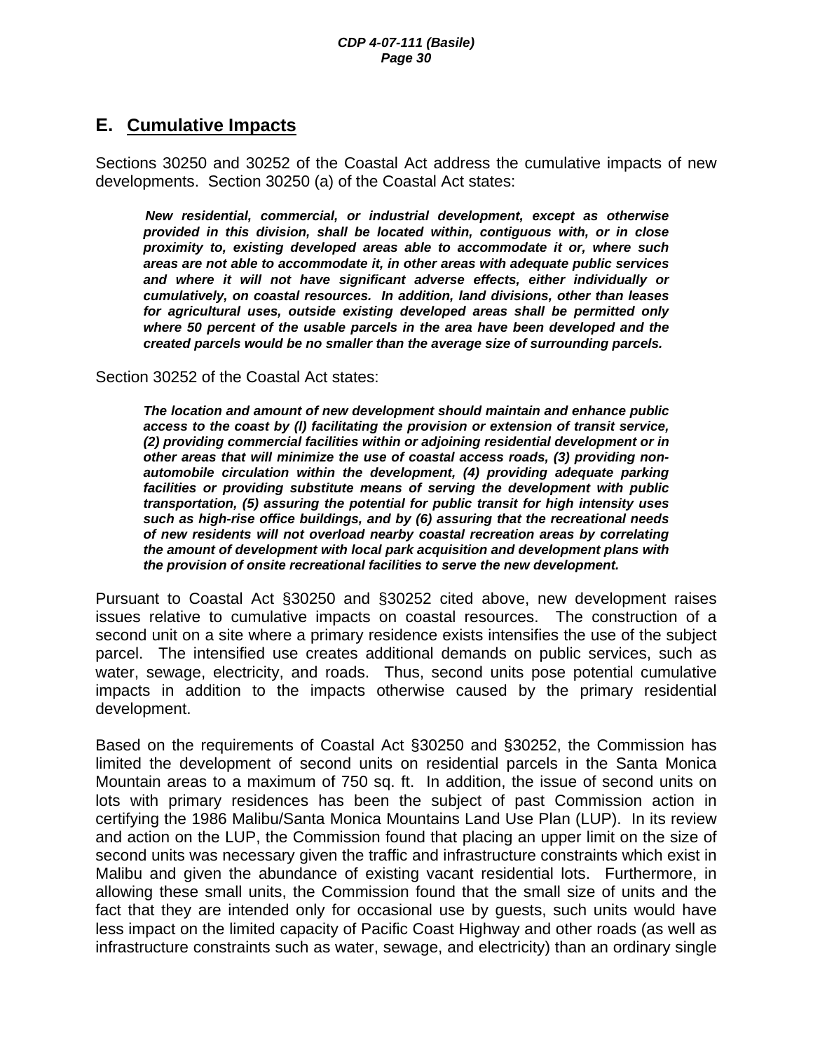## E. Cumulative Impacts

Sections 30250 and 30252 of the Coastal Act address the cumulative impacts of new developments. Section 30250 (a) of the Coastal Act states:

> ***New residential, commercial, or industrial development, except as otherwise provided in this division, shall be located within, contiguous with, or in close proximity to, existing developed areas able to accommodate it or, where such areas are not able to accommodate it, in other areas with adequate public services and where it will not have significant adverse effects, either individually or cumulatively, on coastal resources. In addition, land divisions, other than leases for agricultural uses, outside existing developed areas shall be permitted only where 50 percent of the usable parcels in the area have been developed and the created parcels would be no smaller than the average size of surrounding parcels.***

Section 30252 of the Coastal Act states:

> ***The location and amount of new development should maintain and enhance public access to the coast by (l) facilitating the provision or extension of transit service, (2) providing commercial facilities within or adjoining residential development or in other areas that will minimize the use of coastal access roads, (3) providing non-automobile circulation within the development, (4) providing adequate parking facilities or providing substitute means of serving the development with public transportation, (5) assuring the potential for public transit for high intensity uses such as high-rise office buildings, and by (6) assuring that the recreational needs of new residents will not overload nearby coastal recreation areas by correlating the amount of development with local park acquisition and development plans with the provision of onsite recreational facilities to serve the new development.***

Pursuant to Coastal Act §30250 and §30252 cited above, new development raises issues relative to cumulative impacts on coastal resources. The construction of a second unit on a site where a primary residence exists intensifies the use of the subject parcel. The intensified use creates additional demands on public services, such as water, sewage, electricity, and roads. Thus, second units pose potential cumulative impacts in addition to the impacts otherwise caused by the primary residential development.

Based on the requirements of Coastal Act §30250 and §30252, the Commission has limited the development of second units on residential parcels in the Santa Monica Mountain areas to a maximum of 750 sq. ft. In addition, the issue of second units on lots with primary residences has been the subject of past Commission action in certifying the 1986 Malibu/Santa Monica Mountains Land Use Plan (LUP). In its review and action on the LUP, the Commission found that placing an upper limit on the size of second units was necessary given the traffic and infrastructure constraints which exist in Malibu and given the abundance of existing vacant residential lots. Furthermore, in allowing these small units, the Commission found that the small size of units and the fact that they are intended only for occasional use by guests, such units would have less impact on the limited capacity of Pacific Coast Highway and other roads (as well as infrastructure constraints such as water, sewage, and electricity) than an ordinary single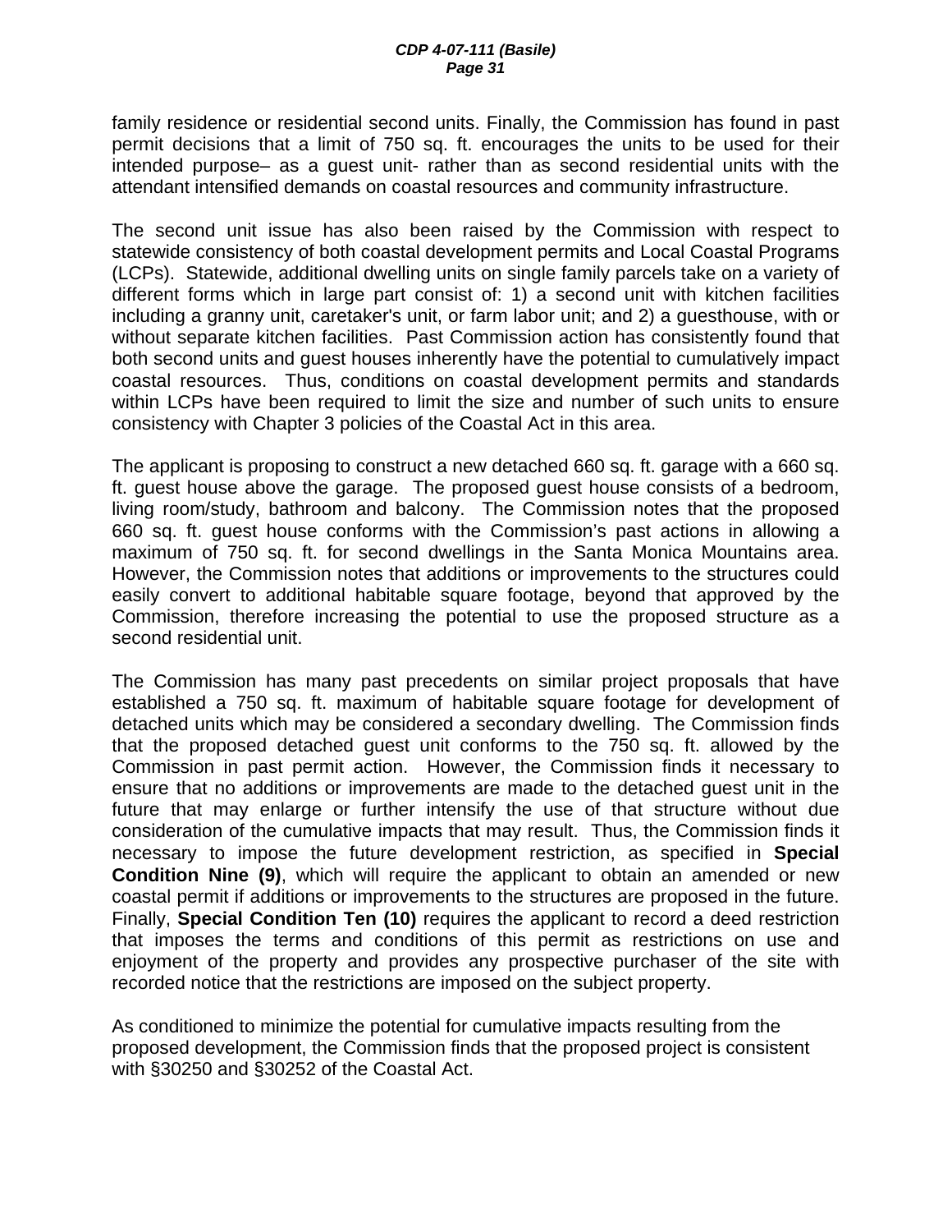family residence or residential second units. Finally, the Commission has found in past permit decisions that a limit of 750 sq. ft. encourages the units to be used for their intended purpose– as a guest unit- rather than as second residential units with the attendant intensified demands on coastal resources and community infrastructure.

The second unit issue has also been raised by the Commission with respect to statewide consistency of both coastal development permits and Local Coastal Programs (LCPs). Statewide, additional dwelling units on single family parcels take on a variety of different forms which in large part consist of: 1) a second unit with kitchen facilities including a granny unit, caretaker's unit, or farm labor unit; and 2) a guesthouse, with or without separate kitchen facilities. Past Commission action has consistently found that both second units and guest houses inherently have the potential to cumulatively impact coastal resources. Thus, conditions on coastal development permits and standards within LCPs have been required to limit the size and number of such units to ensure consistency with Chapter 3 policies of the Coastal Act in this area.

The applicant is proposing to construct a new detached 660 sq. ft. garage with a 660 sq. ft. guest house above the garage. The proposed guest house consists of a bedroom, living room/study, bathroom and balcony. The Commission notes that the proposed 660 sq. ft. guest house conforms with the Commission's past actions in allowing a maximum of 750 sq. ft. for second dwellings in the Santa Monica Mountains area. However, the Commission notes that additions or improvements to the structures could easily convert to additional habitable square footage, beyond that approved by the Commission, therefore increasing the potential to use the proposed structure as a second residential unit.

The Commission has many past precedents on similar project proposals that have established a 750 sq. ft. maximum of habitable square footage for development of detached units which may be considered a secondary dwelling. The Commission finds that the proposed detached guest unit conforms to the 750 sq. ft. allowed by the Commission in past permit action. However, the Commission finds it necessary to ensure that no additions or improvements are made to the detached guest unit in the future that may enlarge or further intensify the use of that structure without due consideration of the cumulative impacts that may result. Thus, the Commission finds it necessary to impose the future development restriction, as specified in **Special Condition Nine (9)**, which will require the applicant to obtain an amended or new coastal permit if additions or improvements to the structures are proposed in the future. Finally, **Special Condition Ten (10)** requires the applicant to record a deed restriction that imposes the terms and conditions of this permit as restrictions on use and enjoyment of the property and provides any prospective purchaser of the site with recorded notice that the restrictions are imposed on the subject property.

As conditioned to minimize the potential for cumulative impacts resulting from the proposed development, the Commission finds that the proposed project is consistent with §30250 and §30252 of the Coastal Act.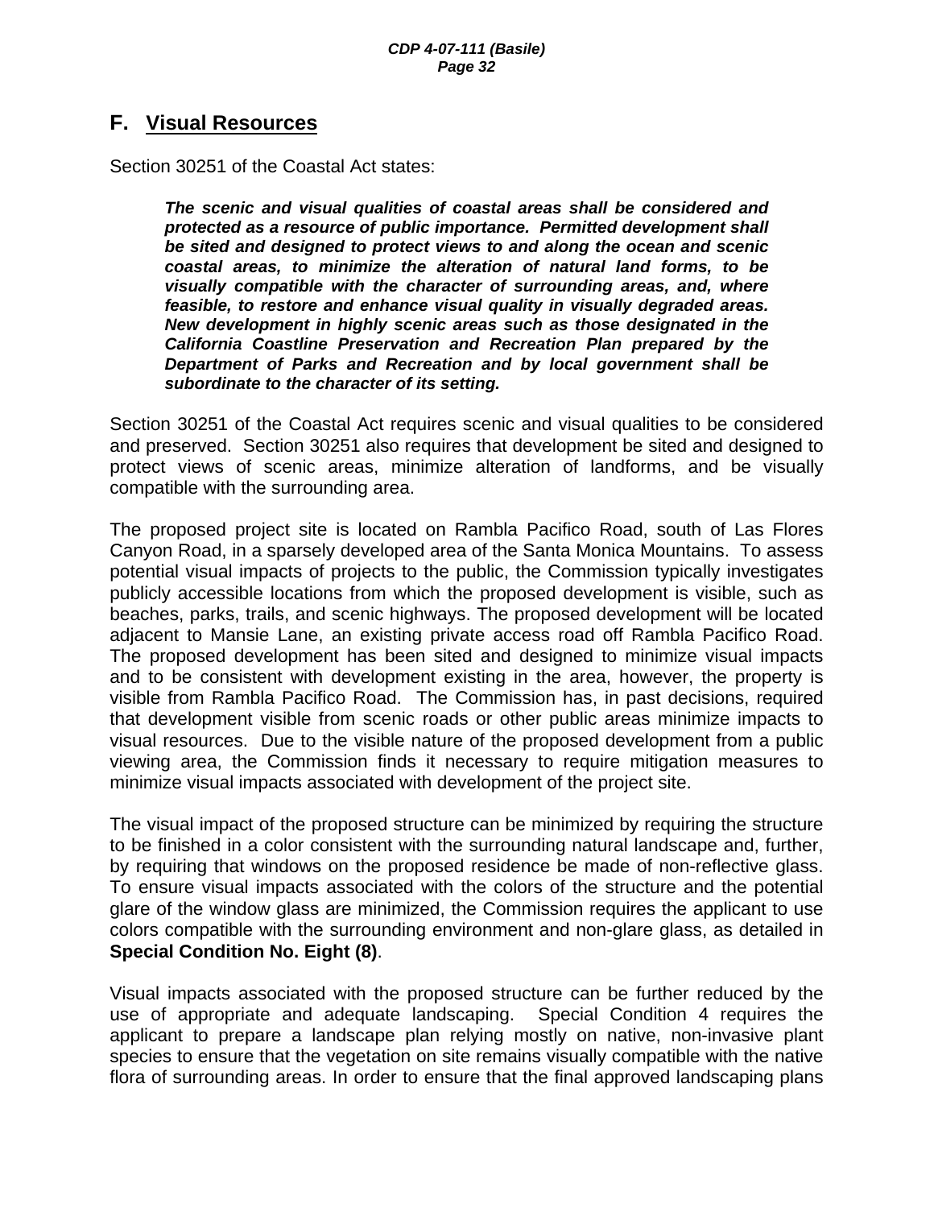## F. Visual Resources

Section 30251 of the Coastal Act states:

> ***The scenic and visual qualities of coastal areas shall be considered and protected as a resource of public importance. Permitted development shall be sited and designed to protect views to and along the ocean and scenic coastal areas, to minimize the alteration of natural land forms, to be visually compatible with the character of surrounding areas, and, where feasible, to restore and enhance visual quality in visually degraded areas. New development in highly scenic areas such as those designated in the California Coastline Preservation and Recreation Plan prepared by the Department of Parks and Recreation and by local government shall be subordinate to the character of its setting.***

Section 30251 of the Coastal Act requires scenic and visual qualities to be considered and preserved. Section 30251 also requires that development be sited and designed to protect views of scenic areas, minimize alteration of landforms, and be visually compatible with the surrounding area.

The proposed project site is located on Rambla Pacifico Road, south of Las Flores Canyon Road, in a sparsely developed area of the Santa Monica Mountains. To assess potential visual impacts of projects to the public, the Commission typically investigates publicly accessible locations from which the proposed development is visible, such as beaches, parks, trails, and scenic highways. The proposed development will be located adjacent to Mansie Lane, an existing private access road off Rambla Pacifico Road. The proposed development has been sited and designed to minimize visual impacts and to be consistent with development existing in the area, however, the property is visible from Rambla Pacifico Road. The Commission has, in past decisions, required that development visible from scenic roads or other public areas minimize impacts to visual resources. Due to the visible nature of the proposed development from a public viewing area, the Commission finds it necessary to require mitigation measures to minimize visual impacts associated with development of the project site.

The visual impact of the proposed structure can be minimized by requiring the structure to be finished in a color consistent with the surrounding natural landscape and, further, by requiring that windows on the proposed residence be made of non-reflective glass. To ensure visual impacts associated with the colors of the structure and the potential glare of the window glass are minimized, the Commission requires the applicant to use colors compatible with the surrounding environment and non-glare glass, as detailed in **Special Condition No. Eight (8)**.

Visual impacts associated with the proposed structure can be further reduced by the use of appropriate and adequate landscaping. Special Condition 4 requires the applicant to prepare a landscape plan relying mostly on native, non-invasive plant species to ensure that the vegetation on site remains visually compatible with the native flora of surrounding areas. In order to ensure that the final approved landscaping plans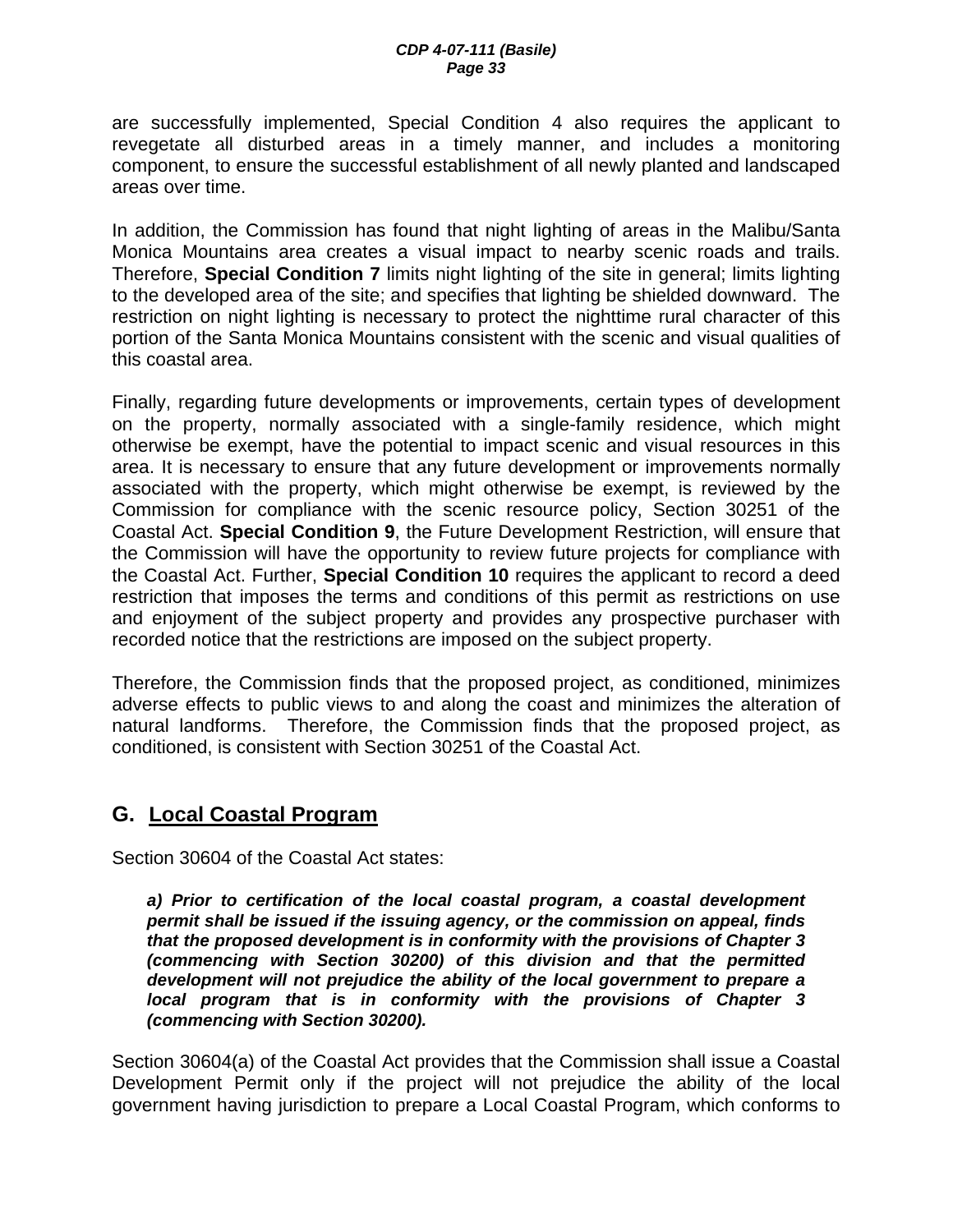are successfully implemented, Special Condition 4 also requires the applicant to revegetate all disturbed areas in a timely manner, and includes a monitoring component, to ensure the successful establishment of all newly planted and landscaped areas over time.

In addition, the Commission has found that night lighting of areas in the Malibu/Santa Monica Mountains area creates a visual impact to nearby scenic roads and trails. Therefore, **Special Condition 7** limits night lighting of the site in general; limits lighting to the developed area of the site; and specifies that lighting be shielded downward. The restriction on night lighting is necessary to protect the nighttime rural character of this portion of the Santa Monica Mountains consistent with the scenic and visual qualities of this coastal area.

Finally, regarding future developments or improvements, certain types of development on the property, normally associated with a single-family residence, which might otherwise be exempt, have the potential to impact scenic and visual resources in this area. It is necessary to ensure that any future development or improvements normally associated with the property, which might otherwise be exempt, is reviewed by the Commission for compliance with the scenic resource policy, Section 30251 of the Coastal Act. **Special Condition 9**, the Future Development Restriction, will ensure that the Commission will have the opportunity to review future projects for compliance with the Coastal Act. Further, **Special Condition 10** requires the applicant to record a deed restriction that imposes the terms and conditions of this permit as restrictions on use and enjoyment of the subject property and provides any prospective purchaser with recorded notice that the restrictions are imposed on the subject property.

Therefore, the Commission finds that the proposed project, as conditioned, minimizes adverse effects to public views to and along the coast and minimizes the alteration of natural landforms. Therefore, the Commission finds that the proposed project, as conditioned, is consistent with Section 30251 of the Coastal Act.

## G. Local Coastal Program

Section 30604 of the Coastal Act states:

> ***a) Prior to certification of the local coastal program, a coastal development permit shall be issued if the issuing agency, or the commission on appeal, finds that the proposed development is in conformity with the provisions of Chapter 3 (commencing with Section 30200) of this division and that the permitted development will not prejudice the ability of the local government to prepare a local program that is in conformity with the provisions of Chapter 3 (commencing with Section 30200).***

Section 30604(a) of the Coastal Act provides that the Commission shall issue a Coastal Development Permit only if the project will not prejudice the ability of the local government having jurisdiction to prepare a Local Coastal Program, which conforms to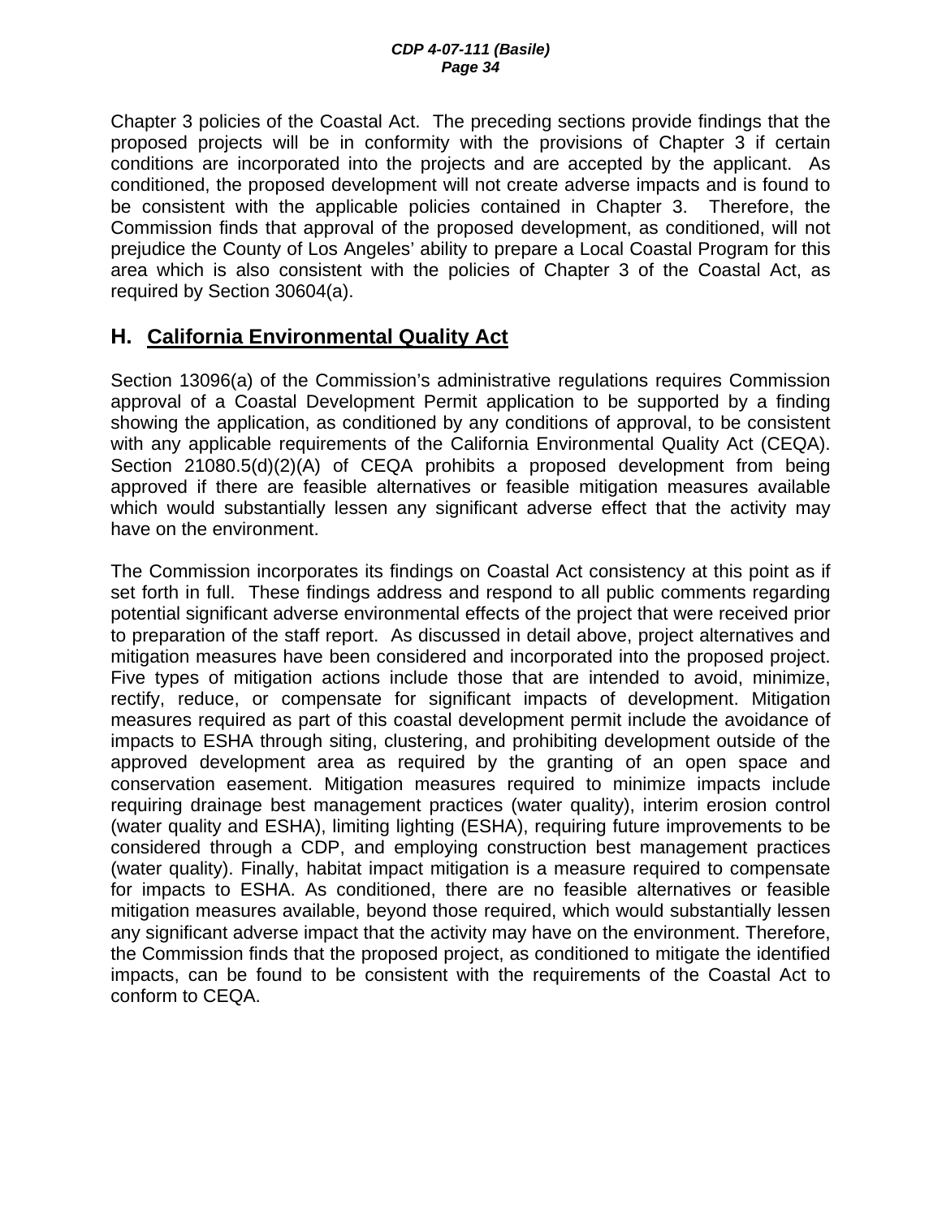Chapter 3 policies of the Coastal Act. The preceding sections provide findings that the proposed projects will be in conformity with the provisions of Chapter 3 if certain conditions are incorporated into the projects and are accepted by the applicant. As conditioned, the proposed development will not create adverse impacts and is found to be consistent with the applicable policies contained in Chapter 3. Therefore, the Commission finds that approval of the proposed development, as conditioned, will not prejudice the County of Los Angeles' ability to prepare a Local Coastal Program for this area which is also consistent with the policies of Chapter 3 of the Coastal Act, as required by Section 30604(a).

## H. California Environmental Quality Act

Section 13096(a) of the Commission's administrative regulations requires Commission approval of a Coastal Development Permit application to be supported by a finding showing the application, as conditioned by any conditions of approval, to be consistent with any applicable requirements of the California Environmental Quality Act (CEQA). Section 21080.5(d)(2)(A) of CEQA prohibits a proposed development from being approved if there are feasible alternatives or feasible mitigation measures available which would substantially lessen any significant adverse effect that the activity may have on the environment.

The Commission incorporates its findings on Coastal Act consistency at this point as if set forth in full. These findings address and respond to all public comments regarding potential significant adverse environmental effects of the project that were received prior to preparation of the staff report. As discussed in detail above, project alternatives and mitigation measures have been considered and incorporated into the proposed project. Five types of mitigation actions include those that are intended to avoid, minimize, rectify, reduce, or compensate for significant impacts of development. Mitigation measures required as part of this coastal development permit include the avoidance of impacts to ESHA through siting, clustering, and prohibiting development outside of the approved development area as required by the granting of an open space and conservation easement. Mitigation measures required to minimize impacts include requiring drainage best management practices (water quality), interim erosion control (water quality and ESHA), limiting lighting (ESHA), requiring future improvements to be considered through a CDP, and employing construction best management practices (water quality). Finally, habitat impact mitigation is a measure required to compensate for impacts to ESHA. As conditioned, there are no feasible alternatives or feasible mitigation measures available, beyond those required, which would substantially lessen any significant adverse impact that the activity may have on the environment. Therefore, the Commission finds that the proposed project, as conditioned to mitigate the identified impacts, can be found to be consistent with the requirements of the Coastal Act to conform to CEQA.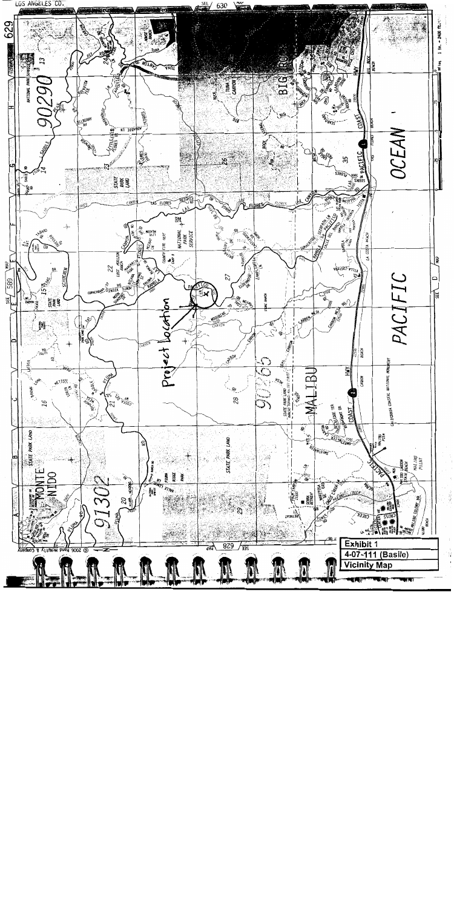Project Location

**Exhibit 1**

**4-07-111 (Basile)**

**Vicinity Map**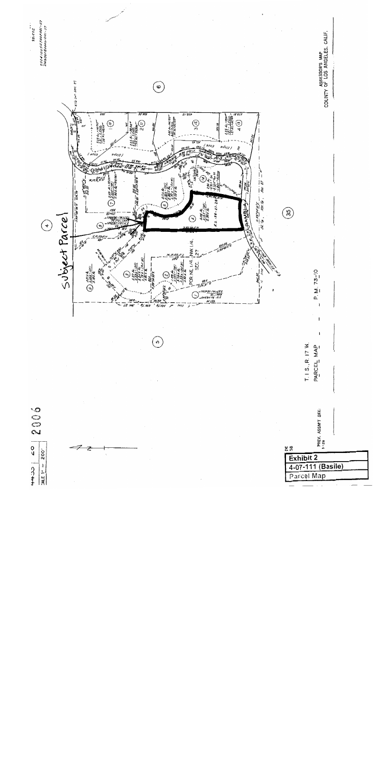Subject Parcel

T. 1 S., R. 17 W.

PARCEL MAP

P.M. 73-10

ASSESSOR'S MAP
COUNTY OF LOS ANGELES, CALIF.

SCALE 1" = 200'

2006

PREV. ASSM'T SEE:

**Exhibit 2**

**4-07-111 (Basile)**

Parcel Map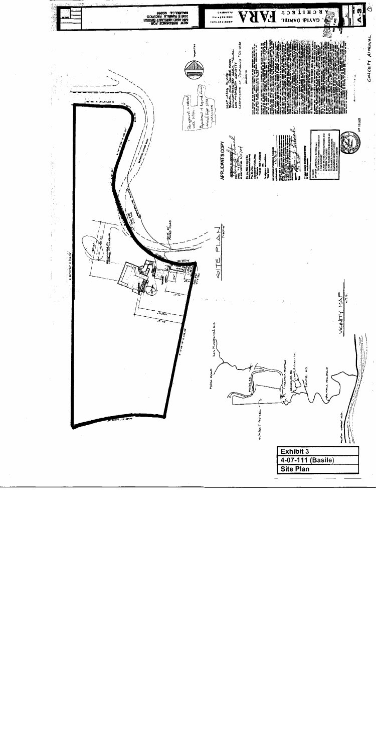| Exhibit 3 |
| --- |
| 4-07-111 (Basile) |
| Site Plan |

SITE PLAN

VICINITY MAP

APPLICANT'S COPY

CONCEPT APPROVAL

NEW RESIDENCE FOR MR. AND MRS. ART BASILE

2268 S RAMBLA PACIFICO MALIBU, CA 90265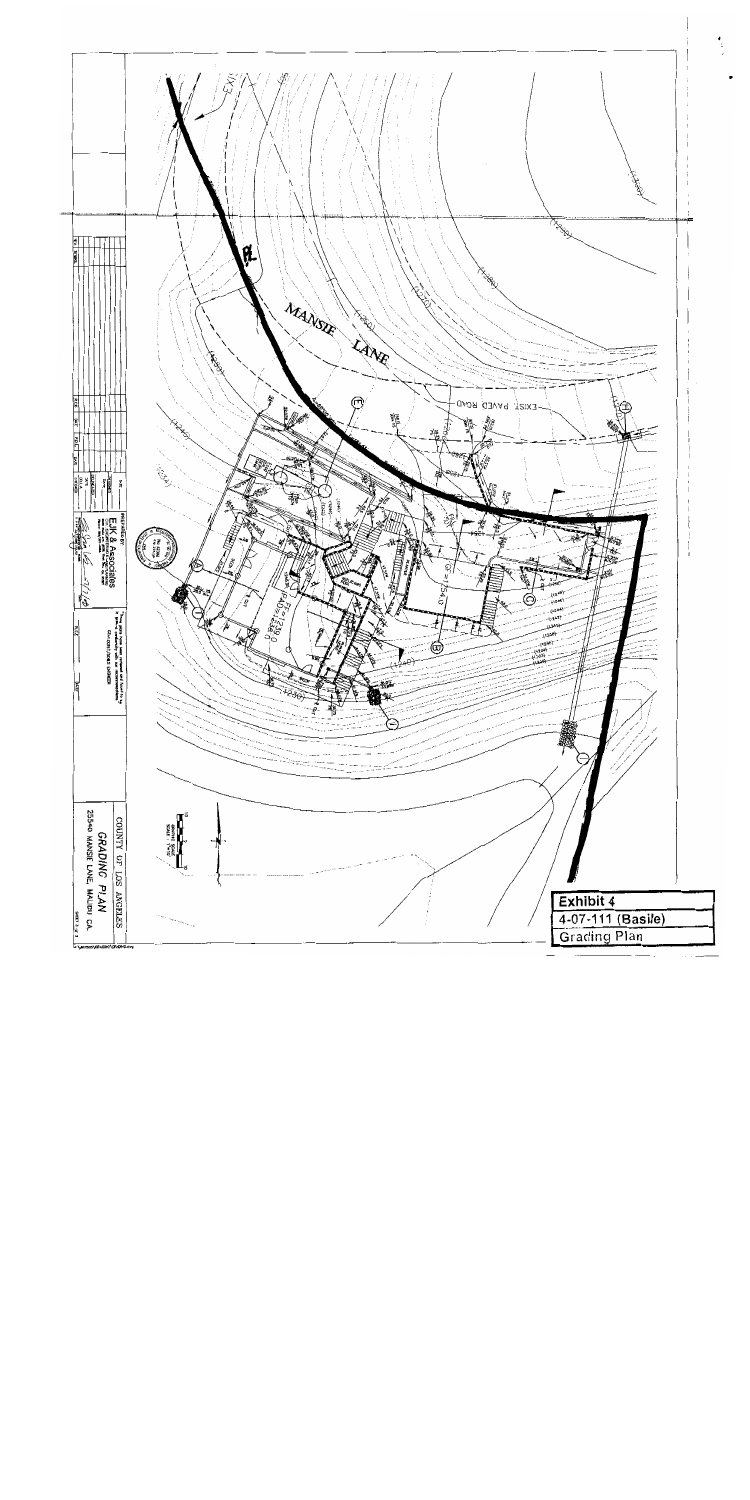MANSIE LANE

EXIST. PAVED ROAD

COUNTY OF LOS ANGELES

GRADING PLAN

25540 MANSIE LANE, MALIBU CA.

Exhibit 4

4-07-111 (Basile)

Grading Plan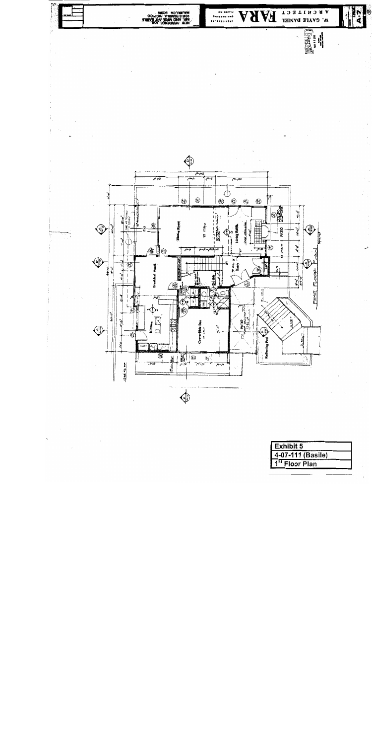| Exhibit 5 |
|---|
| 4-07-111 (Basile) |
| 1st Floor Plan |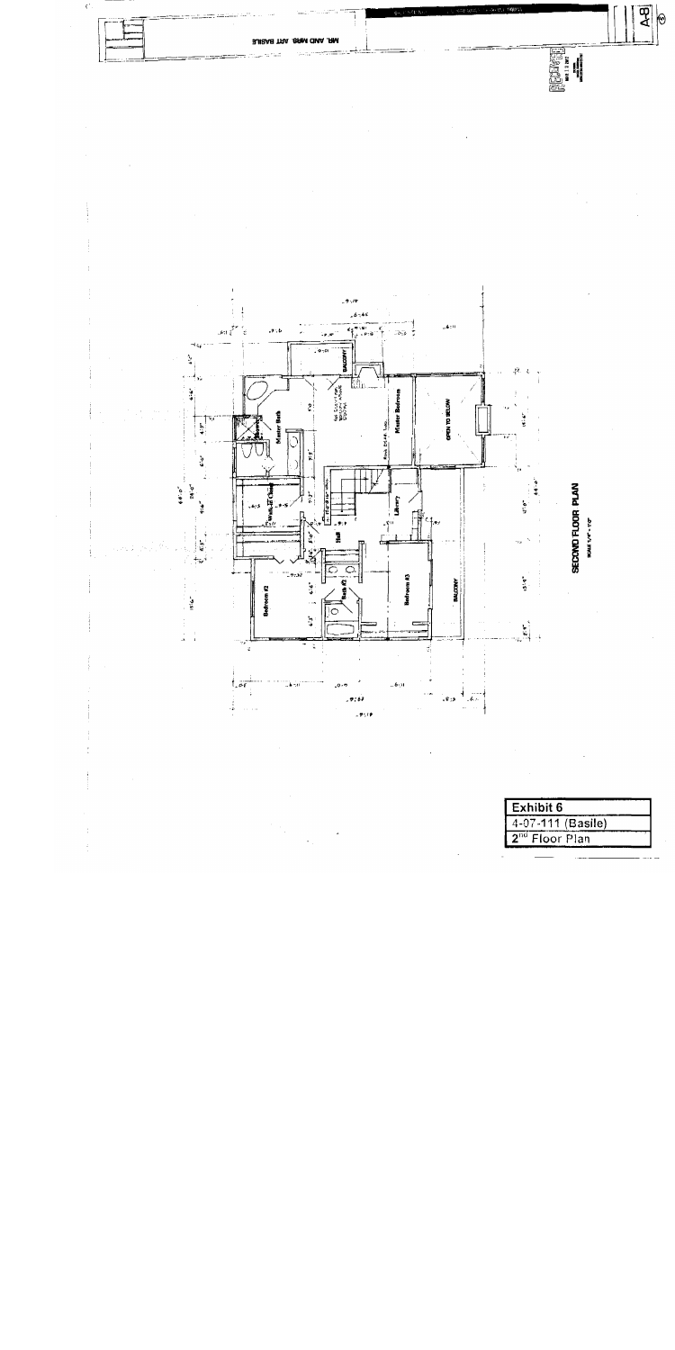MR. AND MRS. ART BASILE

A-8

SECOND FLOOR PLAN

SCALE 1/4" = 1'-0"

Master Bedroom

Master Bath

Walk-In Closet

OPEN TO BELOW

BALCONY

Library

Hall

Bedroom #2

Bath #2

Bedroom #3

BALCONY

| Exhibit 6 |
|---|
| 4-07-111 (Basile) |
| 2nd Floor Plan |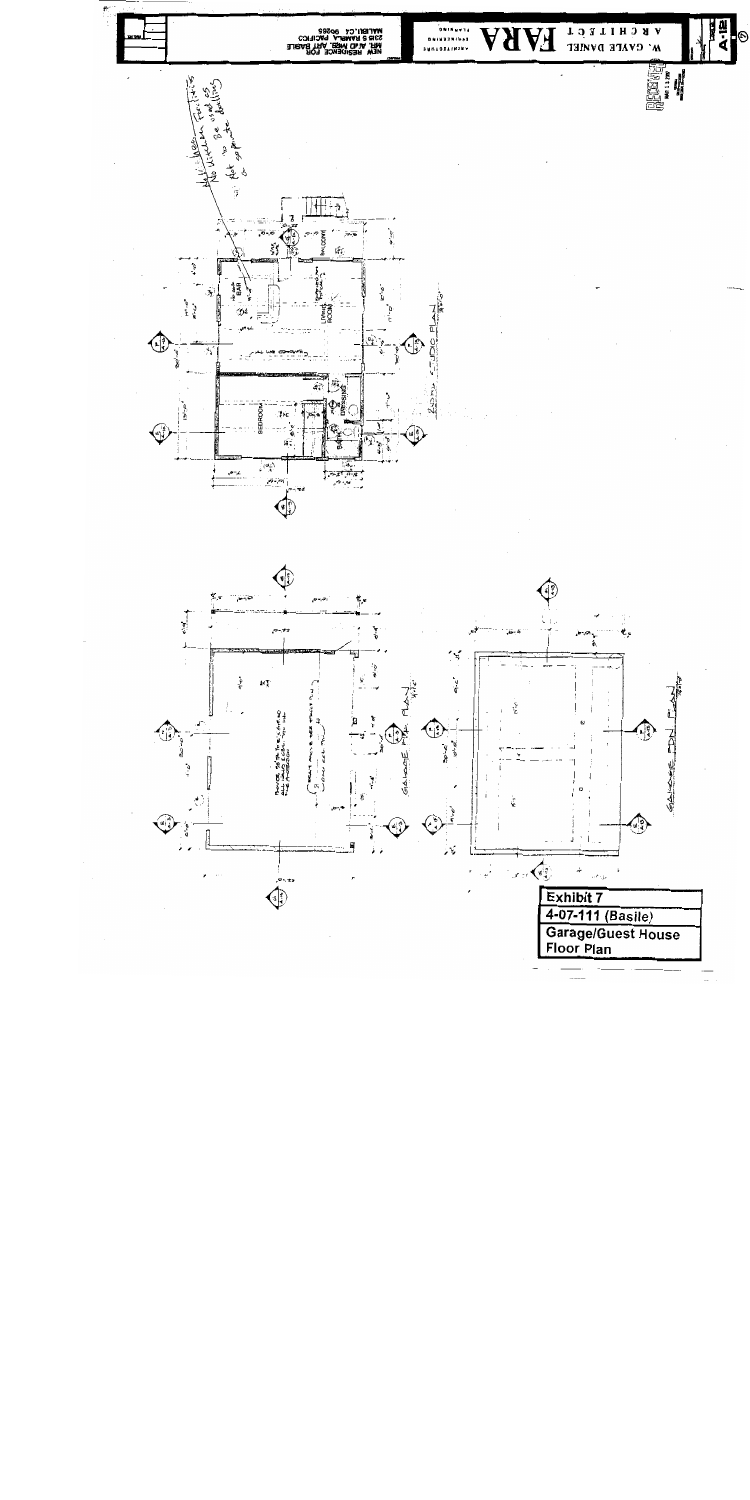**Exhibit 7**

**4-07-111 (Basile)**

**Garage/Guest House Floor Plan**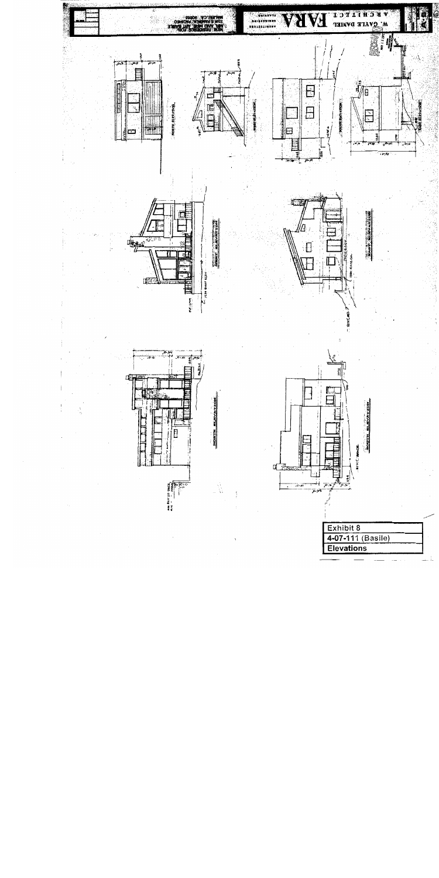Exhibit 8

4-07-111 (Basile)

**Elevations**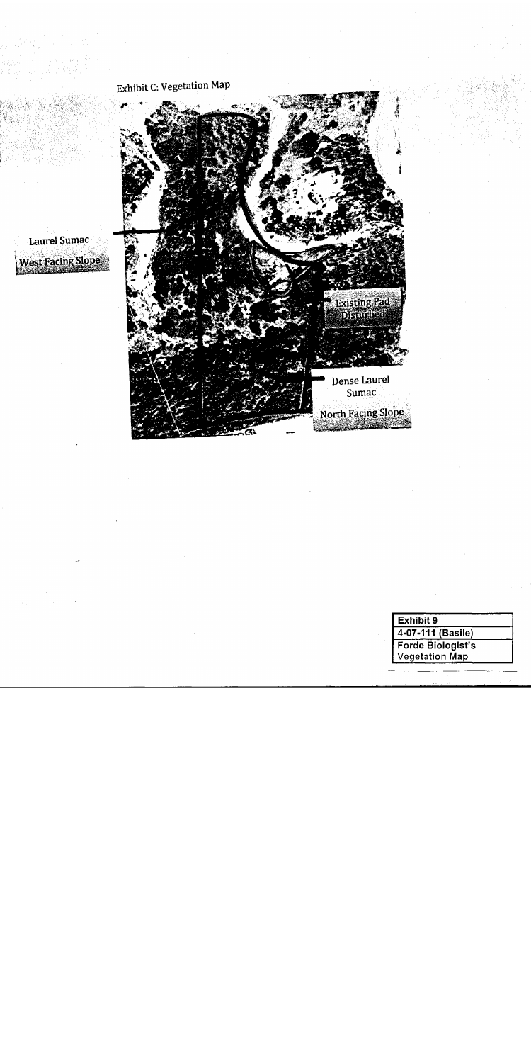Exhibit C: Vegetation Map

Laurel Sumac

West Facing Slope

Existing Pad Disturbed

Dense Laurel Sumac

North Facing Slope

| Exhibit 9 |
| --- |
| 4-07-111 (Basile) |
| Forde Biologist's Vegetation Map |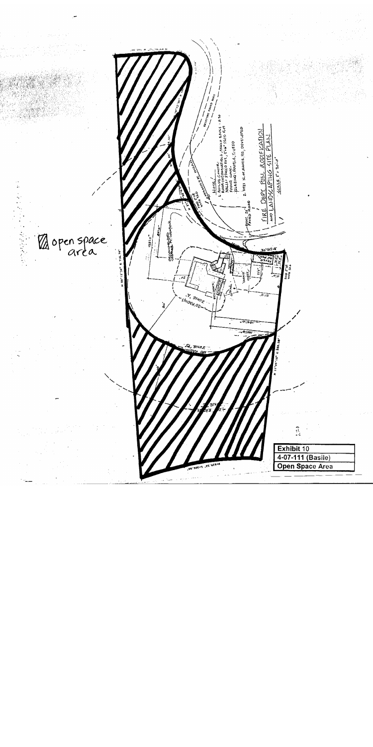Open space area

FIRE DEPT. FUEL MODIFICATION AND LANDSCAPING SITE PLAN

SCALE 1" = 30'-0"

NOTE:

1. BUILDING CONSTR.: ROOFING: CONCRETE TILE, STUCCO EAVES - R-30 WALLS: STUCCO EXT., 2"x6" STUDS - R-19 FOUND.: SLAB GLAZING: DOUBLE, TINTED

2. SITES N. OF BASILE RD. DEVELOPED

EXISTING PAVED ROAD

ZONE "A" 20' RADIUS

ZONE "B" 100' RADIUS

ZONE "C"

| Exhibit 10 |
| --- |
| 4-07-111 (Basile) |
| Open Space Area |